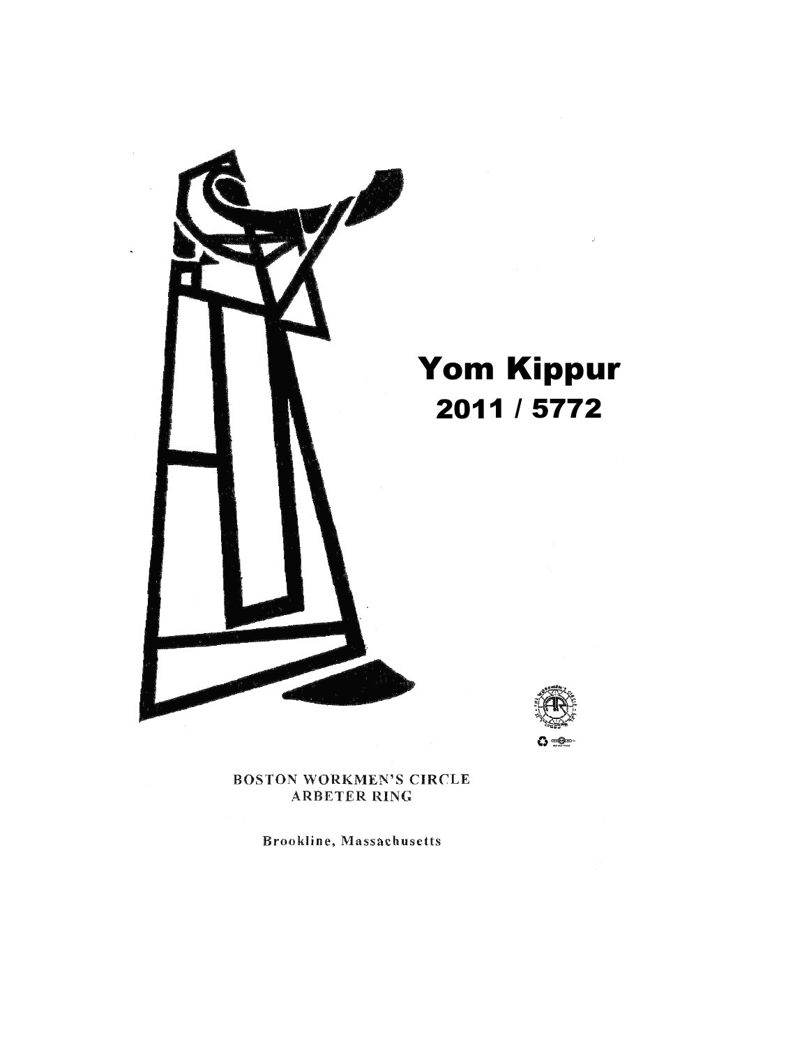# Yom Kippur
## 2011 / 5772

BOSTON WORKMEN'S CIRCLE
ARBETER RING

Brookline, Massachusetts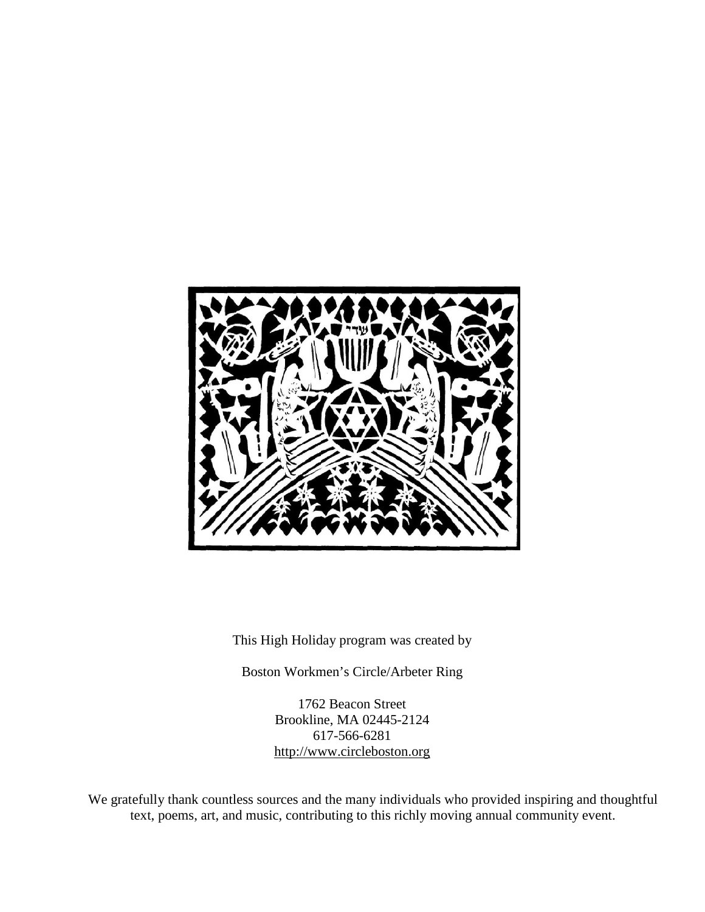This High Holiday program was created by

Boston Workmen's Circle/Arbeter Ring

1762 Beacon Street
Brookline, MA 02445-2124
617-566-6281
http://www.circleboston.org

We gratefully thank countless sources and the many individuals who provided inspiring and thoughtful text, poems, art, and music, contributing to this richly moving annual community event.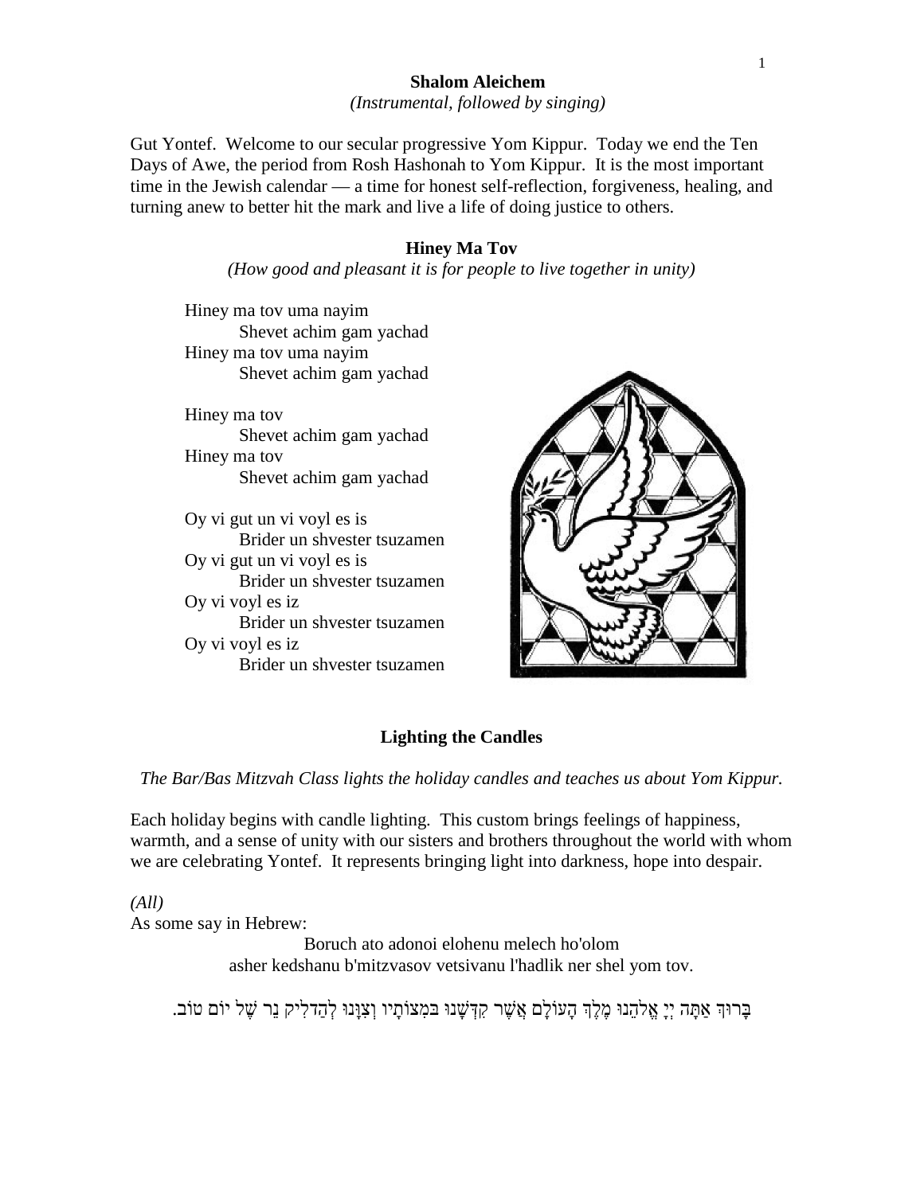**Shalom Aleichem**

*(Instrumental, followed by singing)*

Gut Yontef. Welcome to our secular progressive Yom Kippur. Today we end the Ten Days of Awe, the period from Rosh Hashonah to Yom Kippur. It is the most important time in the Jewish calendar — a time for honest self-reflection, forgiveness, healing, and turning anew to better hit the mark and live a life of doing justice to others.

**Hiney Ma Tov**

*(How good and pleasant it is for people to live together in unity)*

Hiney ma tov uma nayim
Shevet achim gam yachad
Hiney ma tov uma nayim
Shevet achim gam yachad

Hiney ma tov
Shevet achim gam yachad
Hiney ma tov
Shevet achim gam yachad

Oy vi gut un vi voyl es is
Brider un shvester tsuzamen
Oy vi gut un vi voyl es is
Brider un shvester tsuzamen
Oy vi voyl es iz
Brider un shvester tsuzamen
Oy vi voyl es iz
Brider un shvester tsuzamen

**Lighting the Candles**

*The Bar/Bas Mitzvah Class lights the holiday candles and teaches us about Yom Kippur.*

Each holiday begins with candle lighting. This custom brings feelings of happiness, warmth, and a sense of unity with our sisters and brothers throughout the world with whom we are celebrating Yontef. It represents bringing light into darkness, hope into despair.

*(All)*

As some say in Hebrew:

Boruch ato adonoi elohenu melech ho'olom
asher kedshanu b'mitzvasov vetsivanu l'hadlik ner shel yom tov.

בָּרוּךְ אַתָּה יְיָ אֱלֹהֵינוּ מֶלֶךְ הָעוֹלָם אֲשֶׁר קִדְּשָׁנוּ בְּמִצוֹתָיו וְצִוָּנוּ לְהַדְלִיק נֵר שֶׁל יוֹם טוֹב.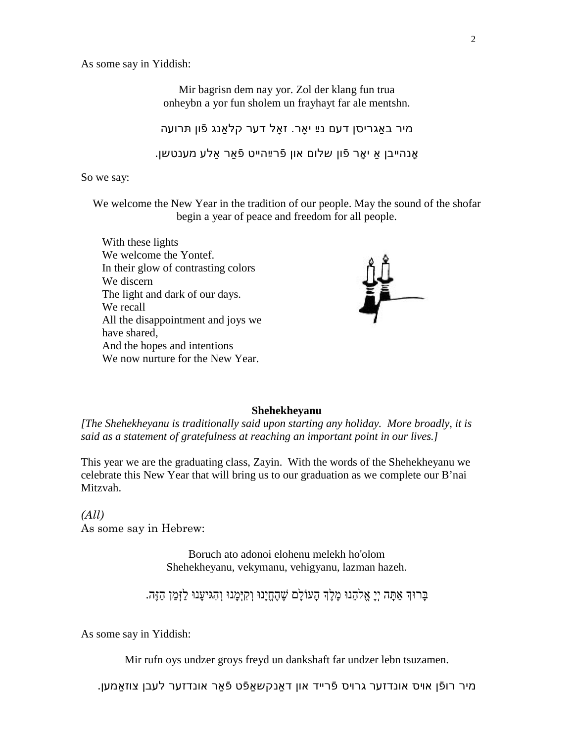As some say in Yiddish:

Mir bagrisn dem nay yor. Zol der klang fun trua
onheybn a yor fun sholem un frayhayt far ale mentshn.

מיר באַגריסן דעם נײַ יאָר. זאָל דער קלאַנג פֿון תּרועה

אָנהייבן אַ יאָר פֿון שלום און פֿרײַהייט פֿאַר אַלע מענטשן.

So we say:

We welcome the New Year in the tradition of our people. May the sound of the shofar begin a year of peace and freedom for all people.

With these lights
We welcome the Yontef.
In their glow of contrasting colors
We discern
The light and dark of our days.
We recall
All the disappointment and joys we have shared,
And the hopes and intentions
We now nurture for the New Year.

**Shehekheyanu**

*[The Shehekheyanu is traditionally said upon starting any holiday. More broadly, it is said as a statement of gratefulness at reaching an important point in our lives.]*

This year we are the graduating class, Zayin. With the words of the Shehekheyanu we celebrate this New Year that will bring us to our graduation as we complete our B'nai Mitzvah.

*(All)*
As some say in Hebrew:

Boruch ato adonoi elohenu melekh ho'olom
Shehekheyanu, vekymanu, vehigyanu, lazman hazeh.

בָּרוּךְ אַתָּה יְיָ אֱלֹהֵנוּ מֶלֶךְ הָעוֹלָם שֶׁהֶחֱיָנוּ וְקִיְּמָנוּ וְהִגִּיעָנוּ לַזְּמַן הַזֶּה.

As some say in Yiddish:

Mir rufn oys undzer groys freyd un dankshaft far undzer lebn tsuzamen.

מיר רופֿן אויס אונדזער גרויס פֿרייד און דאַנקשאַפֿט פֿאַר אונדזער לעבן צוזאַמען.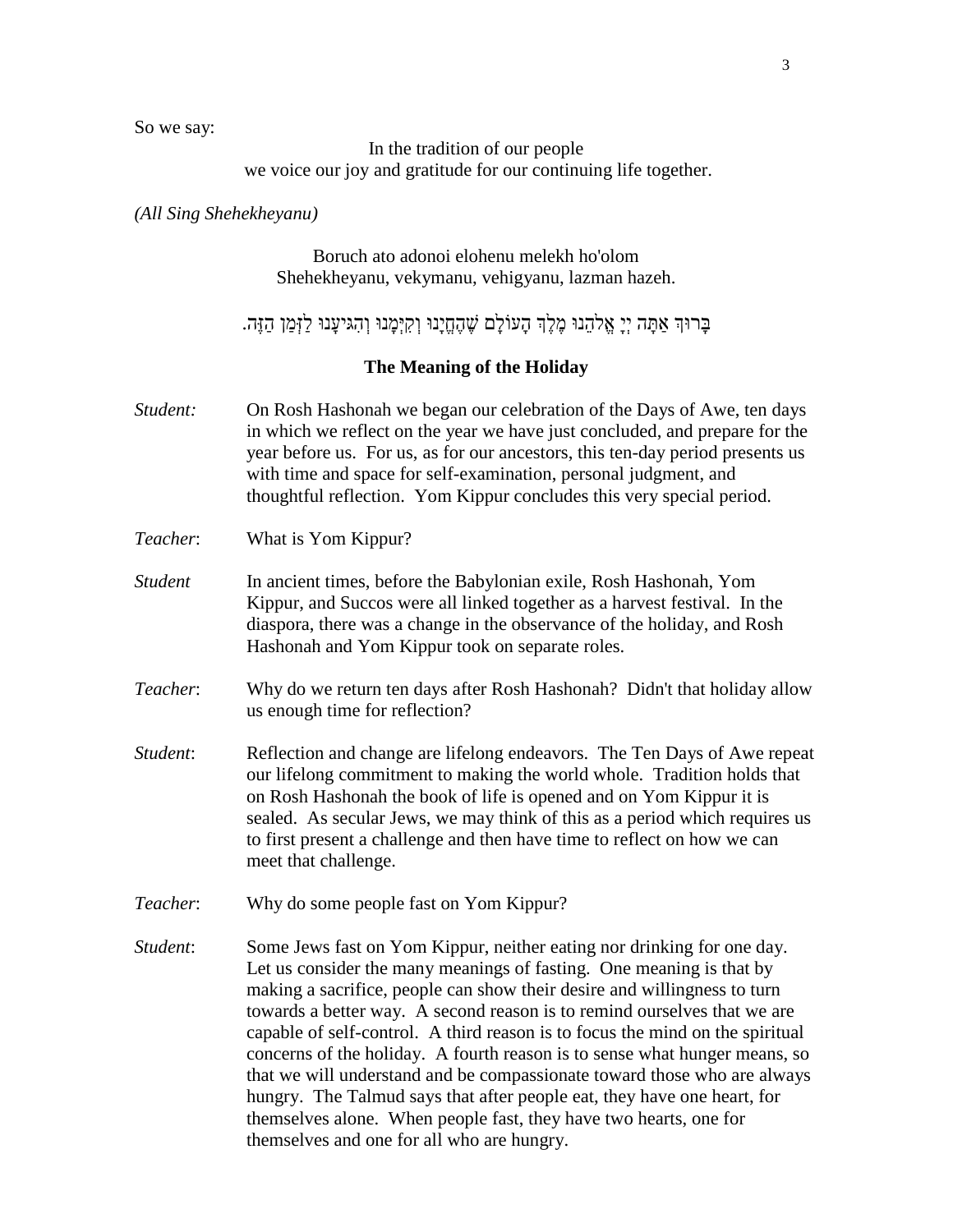So we say:

In the tradition of our people
we voice our joy and gratitude for our continuing life together.

*(All Sing Shehekheyanu)*

Boruch ato adonoi elohenu melekh ho'olom
Shehekheyanu, vekymanu, vehigyanu, lazman hazeh.

בָּרוּךְ אַתָּה יְיָ אֱלֹהֵנוּ מֶלֶךְ הָעוֹלָם שֶׁהֶחֱיָנוּ וְקִיְּמָנוּ וְהִגִּיעָנוּ לַזְּמַן הַזֶּה.

**The Meaning of the Holiday**

*Student:* On Rosh Hashonah we began our celebration of the Days of Awe, ten days in which we reflect on the year we have just concluded, and prepare for the year before us. For us, as for our ancestors, this ten-day period presents us with time and space for self-examination, personal judgment, and thoughtful reflection. Yom Kippur concludes this very special period.

*Teacher*: What is Yom Kippur?

*Student* In ancient times, before the Babylonian exile, Rosh Hashonah, Yom Kippur, and Succos were all linked together as a harvest festival. In the diaspora, there was a change in the observance of the holiday, and Rosh Hashonah and Yom Kippur took on separate roles.

*Teacher*: Why do we return ten days after Rosh Hashonah? Didn't that holiday allow us enough time for reflection?

*Student*: Reflection and change are lifelong endeavors. The Ten Days of Awe repeat our lifelong commitment to making the world whole. Tradition holds that on Rosh Hashonah the book of life is opened and on Yom Kippur it is sealed. As secular Jews, we may think of this as a period which requires us to first present a challenge and then have time to reflect on how we can meet that challenge.

*Teacher*: Why do some people fast on Yom Kippur?

*Student*: Some Jews fast on Yom Kippur, neither eating nor drinking for one day. Let us consider the many meanings of fasting. One meaning is that by making a sacrifice, people can show their desire and willingness to turn towards a better way. A second reason is to remind ourselves that we are capable of self-control. A third reason is to focus the mind on the spiritual concerns of the holiday. A fourth reason is to sense what hunger means, so that we will understand and be compassionate toward those who are always hungry. The Talmud says that after people eat, they have one heart, for themselves alone. When people fast, they have two hearts, one for themselves and one for all who are hungry.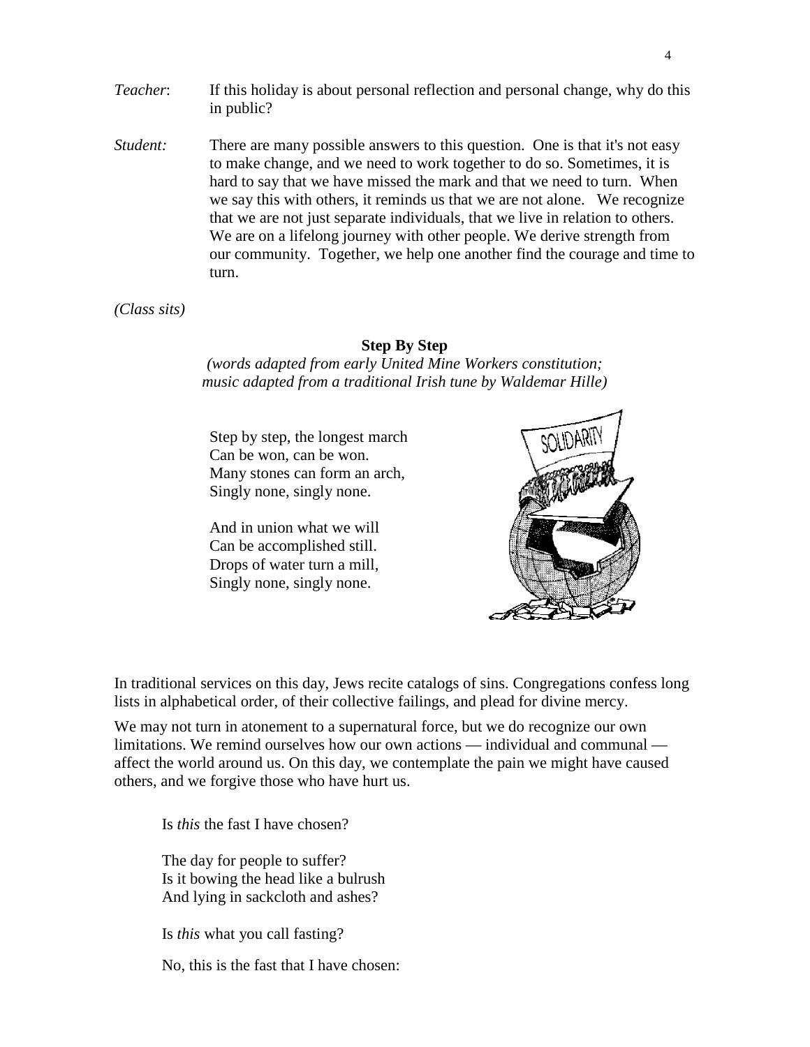*Teacher*: If this holiday is about personal reflection and personal change, why do this in public?

*Student:* There are many possible answers to this question. One is that it's not easy to make change, and we need to work together to do so. Sometimes, it is hard to say that we have missed the mark and that we need to turn. When we say this with others, it reminds us that we are not alone. We recognize that we are not just separate individuals, that we live in relation to others. We are on a lifelong journey with other people. We derive strength from our community. Together, we help one another find the courage and time to turn.

*(Class sits)*

**Step By Step**

*(words adapted from early United Mine Workers constitution; music adapted from a traditional Irish tune by Waldemar Hille)*

Step by step, the longest march
Can be won, can be won.
Many stones can form an arch,
Singly none, singly none.

And in union what we will
Can be accomplished still.
Drops of water turn a mill,
Singly none, singly none.

In traditional services on this day, Jews recite catalogs of sins. Congregations confess long lists in alphabetical order, of their collective failings, and plead for divine mercy.

We may not turn in atonement to a supernatural force, but we do recognize our own limitations. We remind ourselves how our own actions — individual and communal — affect the world around us. On this day, we contemplate the pain we might have caused others, and we forgive those who have hurt us.

Is *this* the fast I have chosen?

The day for people to suffer?
Is it bowing the head like a bulrush
And lying in sackcloth and ashes?

Is *this* what you call fasting?

No, this is the fast that I have chosen: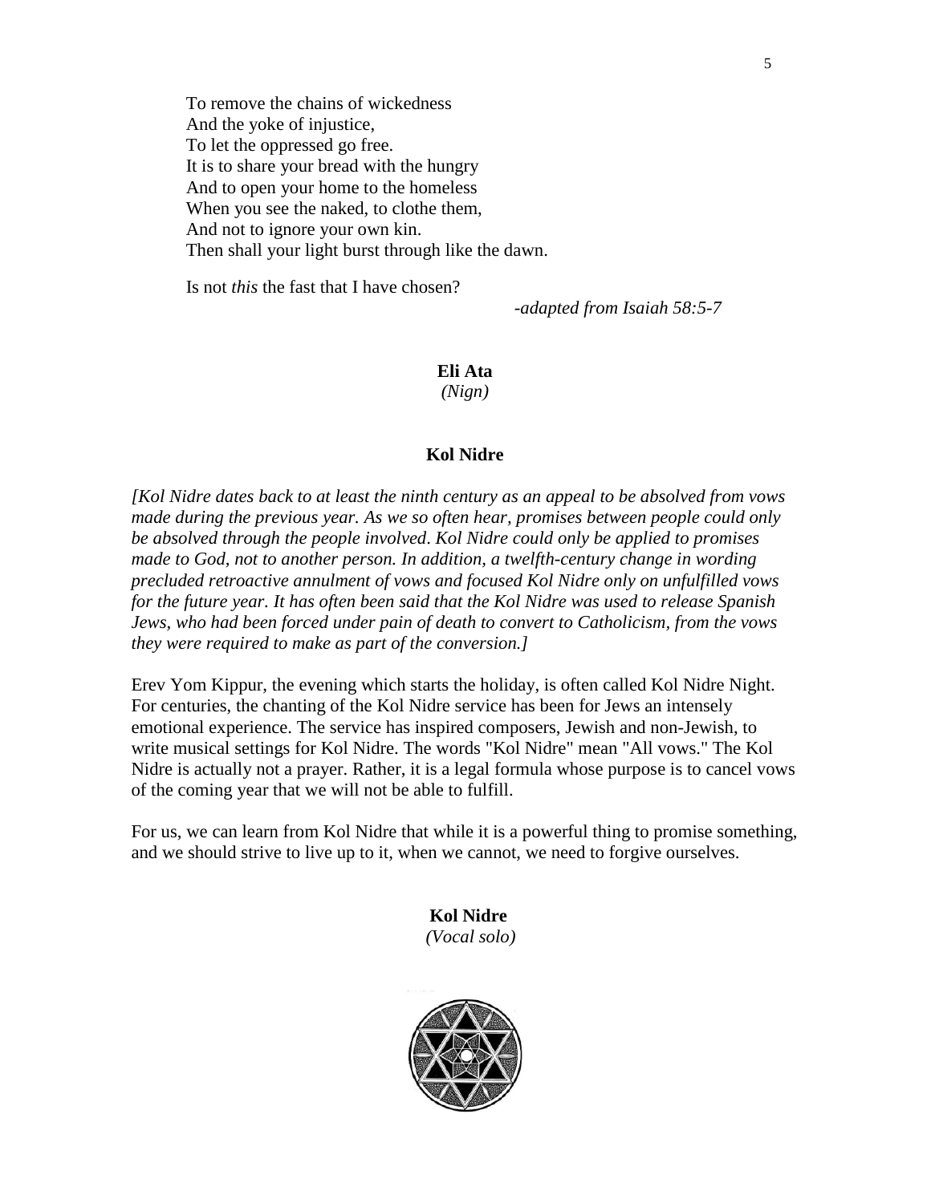To remove the chains of wickedness
And the yoke of injustice,
To let the oppressed go free.
It is to share your bread with the hungry
And to open your home to the homeless
When you see the naked, to clothe them,
And not to ignore your own kin.
Then shall your light burst through like the dawn.

Is not *this* the fast that I have chosen?

*-adapted from Isaiah 58:5-7*

**Eli Ata**
*(Nign)*

**Kol Nidre**

*[Kol Nidre dates back to at least the ninth century as an appeal to be absolved from vows made during the previous year. As we so often hear, promises between people could only be absolved through the people involved. Kol Nidre could only be applied to promises made to God, not to another person. In addition, a twelfth-century change in wording precluded retroactive annulment of vows and focused Kol Nidre only on unfulfilled vows for the future year. It has often been said that the Kol Nidre was used to release Spanish Jews, who had been forced under pain of death to convert to Catholicism, from the vows they were required to make as part of the conversion.]*

Erev Yom Kippur, the evening which starts the holiday, is often called Kol Nidre Night. For centuries, the chanting of the Kol Nidre service has been for Jews an intensely emotional experience. The service has inspired composers, Jewish and non-Jewish, to write musical settings for Kol Nidre. The words "Kol Nidre" mean "All vows." The Kol Nidre is actually not a prayer. Rather, it is a legal formula whose purpose is to cancel vows of the coming year that we will not be able to fulfill.

For us, we can learn from Kol Nidre that while it is a powerful thing to promise something, and we should strive to live up to it, when we cannot, we need to forgive ourselves.

**Kol Nidre**
*(Vocal solo)*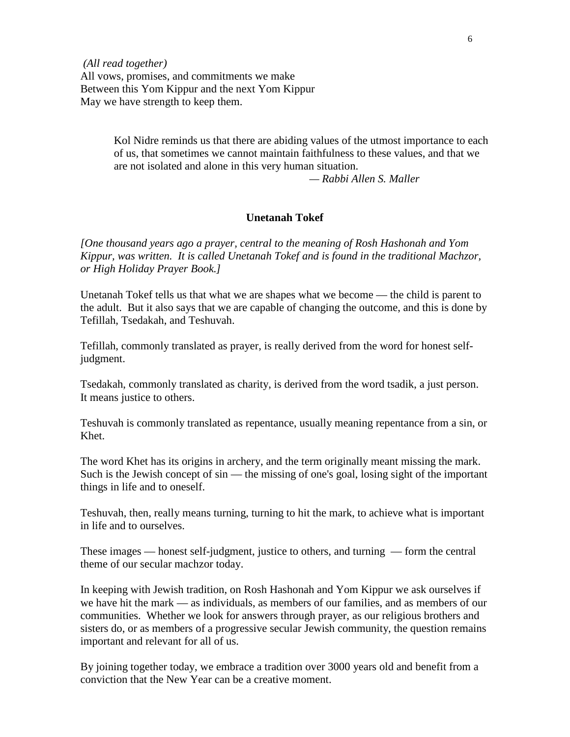*(All read together)*
All vows, promises, and commitments we make
Between this Yom Kippur and the next Yom Kippur
May we have strength to keep them.

> Kol Nidre reminds us that there are abiding values of the utmost importance to each of us, that sometimes we cannot maintain faithfulness to these values, and that we are not isolated and alone in this very human situation.
>
> — *Rabbi Allen S. Maller*

## Unetanah Tokef

*[One thousand years ago a prayer, central to the meaning of Rosh Hashonah and Yom Kippur, was written. It is called Unetanah Tokef and is found in the traditional Machzor, or High Holiday Prayer Book.]*

Unetanah Tokef tells us that what we are shapes what we become — the child is parent to the adult. But it also says that we are capable of changing the outcome, and this is done by Tefillah, Tsedakah, and Teshuvah.

Tefillah, commonly translated as prayer, is really derived from the word for honest self-judgment.

Tsedakah, commonly translated as charity, is derived from the word tsadik, a just person. It means justice to others.

Teshuvah is commonly translated as repentance, usually meaning repentance from a sin, or Khet.

The word Khet has its origins in archery, and the term originally meant missing the mark. Such is the Jewish concept of sin — the missing of one's goal, losing sight of the important things in life and to oneself.

Teshuvah, then, really means turning, turning to hit the mark, to achieve what is important in life and to ourselves.

These images — honest self-judgment, justice to others, and turning — form the central theme of our secular machzor today.

In keeping with Jewish tradition, on Rosh Hashonah and Yom Kippur we ask ourselves if we have hit the mark — as individuals, as members of our families, and as members of our communities. Whether we look for answers through prayer, as our religious brothers and sisters do, or as members of a progressive secular Jewish community, the question remains important and relevant for all of us.

By joining together today, we embrace a tradition over 3000 years old and benefit from a conviction that the New Year can be a creative moment.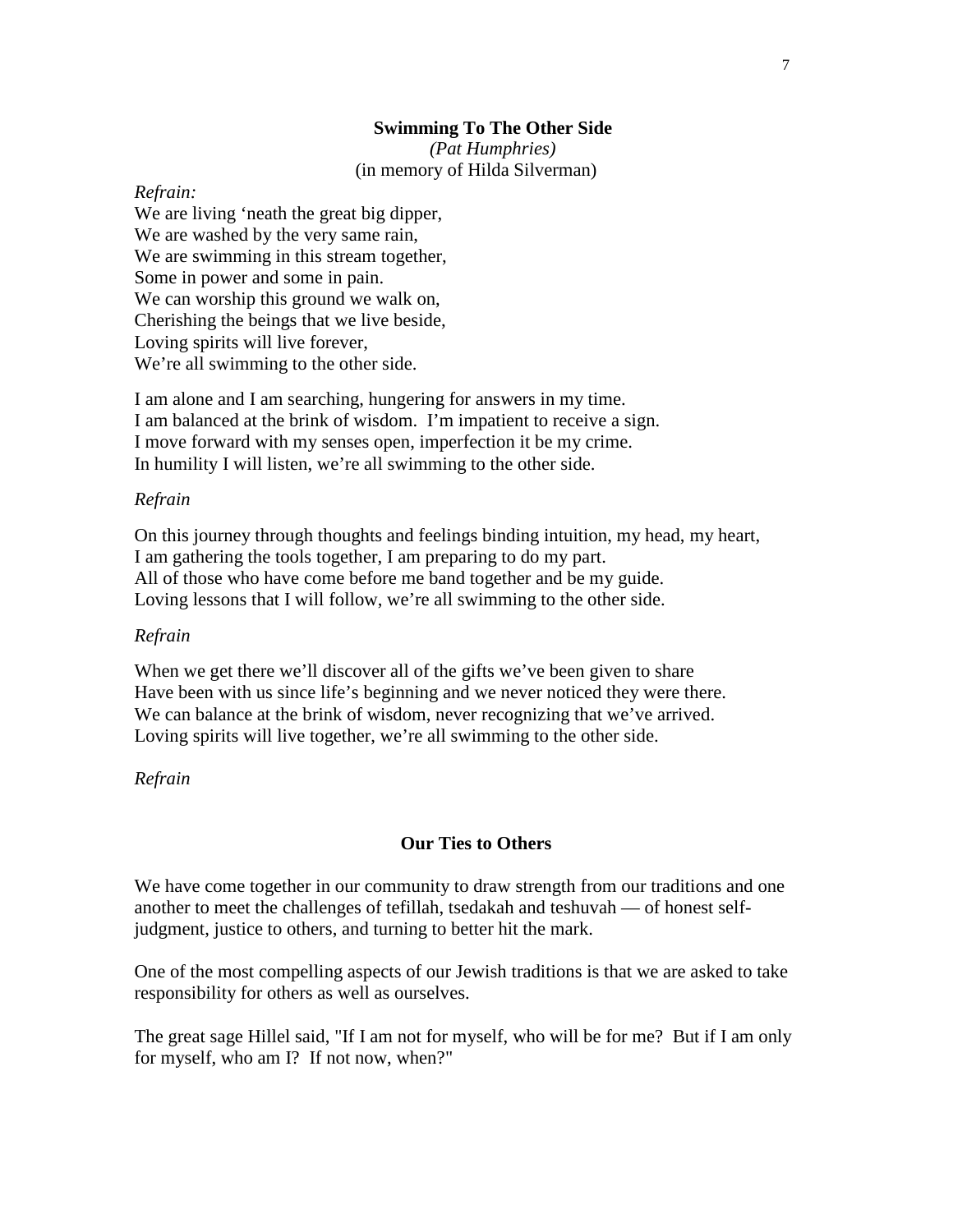## Swimming To The Other Side

*(Pat Humphries)*
(in memory of Hilda Silverman)

*Refrain:*
We are living 'neath the great big dipper,
We are washed by the very same rain,
We are swimming in this stream together,
Some in power and some in pain.
We can worship this ground we walk on,
Cherishing the beings that we live beside,
Loving spirits will live forever,
We're all swimming to the other side.

I am alone and I am searching, hungering for answers in my time.
I am balanced at the brink of wisdom. I'm impatient to receive a sign.
I move forward with my senses open, imperfection it be my crime.
In humility I will listen, we're all swimming to the other side.

*Refrain*

On this journey through thoughts and feelings binding intuition, my head, my heart,
I am gathering the tools together, I am preparing to do my part.
All of those who have come before me band together and be my guide.
Loving lessons that I will follow, we're all swimming to the other side.

*Refrain*

When we get there we'll discover all of the gifts we've been given to share
Have been with us since life's beginning and we never noticed they were there.
We can balance at the brink of wisdom, never recognizing that we've arrived.
Loving spirits will live together, we're all swimming to the other side.

*Refrain*

## Our Ties to Others

We have come together in our community to draw strength from our traditions and one another to meet the challenges of tefillah, tsedakah and teshuvah — of honest self-judgment, justice to others, and turning to better hit the mark.

One of the most compelling aspects of our Jewish traditions is that we are asked to take responsibility for others as well as ourselves.

The great sage Hillel said, "If I am not for myself, who will be for me? But if I am only for myself, who am I? If not now, when?"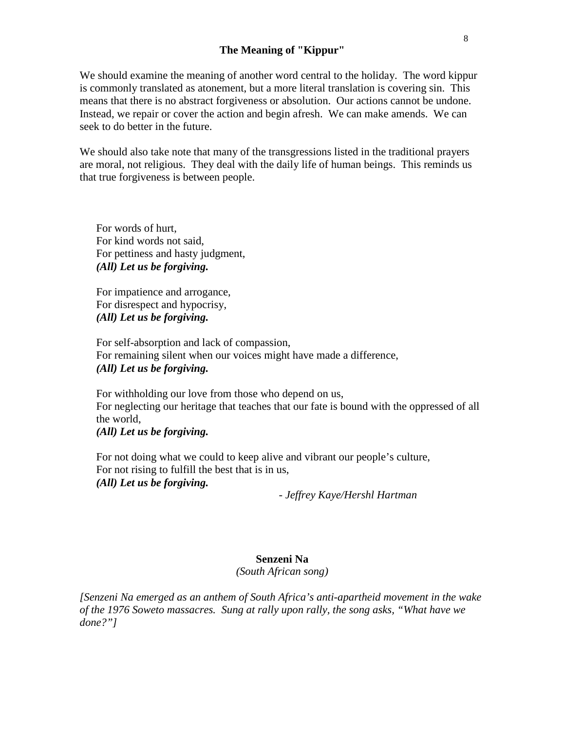## The Meaning of "Kippur"

We should examine the meaning of another word central to the holiday. The word kippur is commonly translated as atonement, but a more literal translation is covering sin. This means that there is no abstract forgiveness or absolution. Our actions cannot be undone. Instead, we repair or cover the action and begin afresh. We can make amends. We can seek to do better in the future.

We should also take note that many of the transgressions listed in the traditional prayers are moral, not religious. They deal with the daily life of human beings. This reminds us that true forgiveness is between people.

For words of hurt,  
For kind words not said,  
For pettiness and hasty judgment,  
***(All) Let us be forgiving.***

For impatience and arrogance,  
For disrespect and hypocrisy,  
***(All) Let us be forgiving.***

For self-absorption and lack of compassion,  
For remaining silent when our voices might have made a difference,  
***(All) Let us be forgiving.***

For withholding our love from those who depend on us,  
For neglecting our heritage that teaches that our fate is bound with the oppressed of all the world,  
***(All) Let us be forgiving.***

For not doing what we could to keep alive and vibrant our people's culture,  
For not rising to fulfill the best that is in us,  
***(All) Let us be forgiving.***

*- Jeffrey Kaye/Hershl Hartman*

## Senzeni Na

*(South African song)*

*[Senzeni Na emerged as an anthem of South Africa's anti-apartheid movement in the wake of the 1976 Soweto massacres. Sung at rally upon rally, the song asks, "What have we done?"]*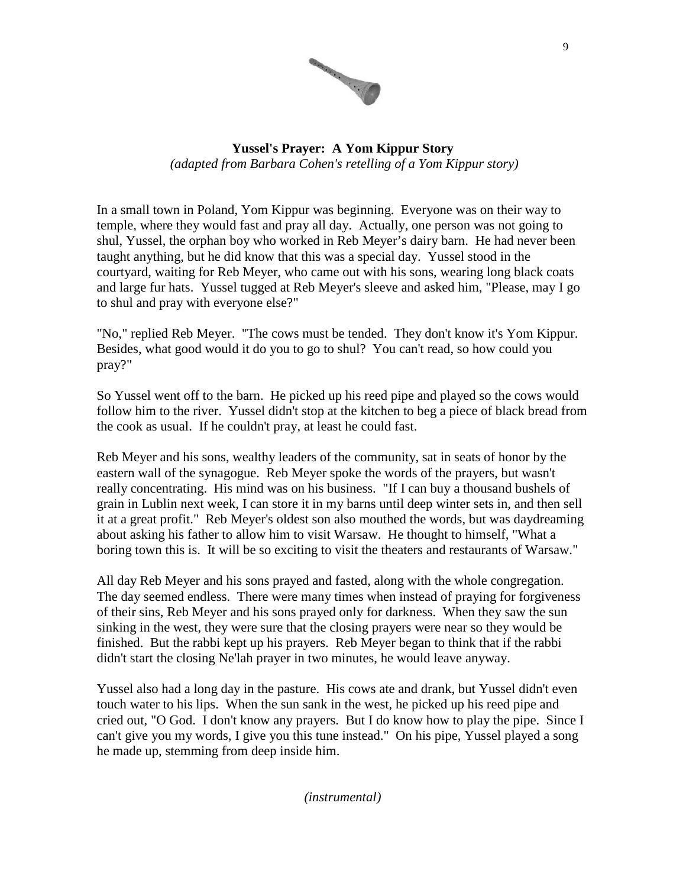**Yussel's Prayer: A Yom Kippur Story**
*(adapted from Barbara Cohen's retelling of a Yom Kippur story)*

In a small town in Poland, Yom Kippur was beginning. Everyone was on their way to temple, where they would fast and pray all day. Actually, one person was not going to shul, Yussel, the orphan boy who worked in Reb Meyer's dairy barn. He had never been taught anything, but he did know that this was a special day. Yussel stood in the courtyard, waiting for Reb Meyer, who came out with his sons, wearing long black coats and large fur hats. Yussel tugged at Reb Meyer's sleeve and asked him, "Please, may I go to shul and pray with everyone else?"

"No," replied Reb Meyer. "The cows must be tended. They don't know it's Yom Kippur. Besides, what good would it do you to go to shul? You can't read, so how could you pray?"

So Yussel went off to the barn. He picked up his reed pipe and played so the cows would follow him to the river. Yussel didn't stop at the kitchen to beg a piece of black bread from the cook as usual. If he couldn't pray, at least he could fast.

Reb Meyer and his sons, wealthy leaders of the community, sat in seats of honor by the eastern wall of the synagogue. Reb Meyer spoke the words of the prayers, but wasn't really concentrating. His mind was on his business. "If I can buy a thousand bushels of grain in Lublin next week, I can store it in my barns until deep winter sets in, and then sell it at a great profit." Reb Meyer's oldest son also mouthed the words, but was daydreaming about asking his father to allow him to visit Warsaw. He thought to himself, "What a boring town this is. It will be so exciting to visit the theaters and restaurants of Warsaw."

All day Reb Meyer and his sons prayed and fasted, along with the whole congregation. The day seemed endless. There were many times when instead of praying for forgiveness of their sins, Reb Meyer and his sons prayed only for darkness. When they saw the sun sinking in the west, they were sure that the closing prayers were near so they would be finished. But the rabbi kept up his prayers. Reb Meyer began to think that if the rabbi didn't start the closing Ne'lah prayer in two minutes, he would leave anyway.

Yussel also had a long day in the pasture. His cows ate and drank, but Yussel didn't even touch water to his lips. When the sun sank in the west, he picked up his reed pipe and cried out, "O God. I don't know any prayers. But I do know how to play the pipe. Since I can't give you my words, I give you this tune instead." On his pipe, Yussel played a song he made up, stemming from deep inside him.

*(instrumental)*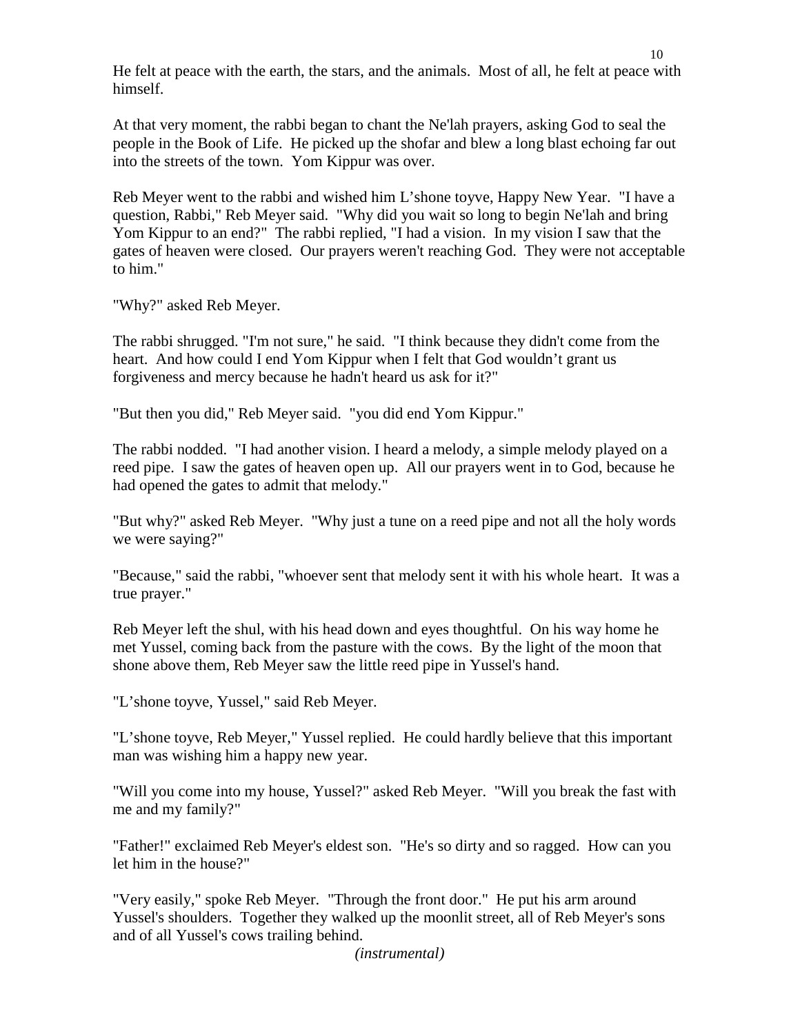He felt at peace with the earth, the stars, and the animals. Most of all, he felt at peace with himself.

At that very moment, the rabbi began to chant the Ne'lah prayers, asking God to seal the people in the Book of Life. He picked up the shofar and blew a long blast echoing far out into the streets of the town. Yom Kippur was over.

Reb Meyer went to the rabbi and wished him L'shone toyve, Happy New Year. "I have a question, Rabbi," Reb Meyer said. "Why did you wait so long to begin Ne'lah and bring Yom Kippur to an end?" The rabbi replied, "I had a vision. In my vision I saw that the gates of heaven were closed. Our prayers weren't reaching God. They were not acceptable to him."

"Why?" asked Reb Meyer.

The rabbi shrugged. "I'm not sure," he said. "I think because they didn't come from the heart. And how could I end Yom Kippur when I felt that God wouldn't grant us forgiveness and mercy because he hadn't heard us ask for it?"

"But then you did," Reb Meyer said. "you did end Yom Kippur."

The rabbi nodded. "I had another vision. I heard a melody, a simple melody played on a reed pipe. I saw the gates of heaven open up. All our prayers went in to God, because he had opened the gates to admit that melody."

"But why?" asked Reb Meyer. "Why just a tune on a reed pipe and not all the holy words we were saying?"

"Because," said the rabbi, "whoever sent that melody sent it with his whole heart. It was a true prayer."

Reb Meyer left the shul, with his head down and eyes thoughtful. On his way home he met Yussel, coming back from the pasture with the cows. By the light of the moon that shone above them, Reb Meyer saw the little reed pipe in Yussel's hand.

"L'shone toyve, Yussel," said Reb Meyer.

"L'shone toyve, Reb Meyer," Yussel replied. He could hardly believe that this important man was wishing him a happy new year.

"Will you come into my house, Yussel?" asked Reb Meyer. "Will you break the fast with me and my family?"

"Father!" exclaimed Reb Meyer's eldest son. "He's so dirty and so ragged. How can you let him in the house?"

"Very easily," spoke Reb Meyer. "Through the front door." He put his arm around Yussel's shoulders. Together they walked up the moonlit street, all of Reb Meyer's sons and of all Yussel's cows trailing behind.

*(instrumental)*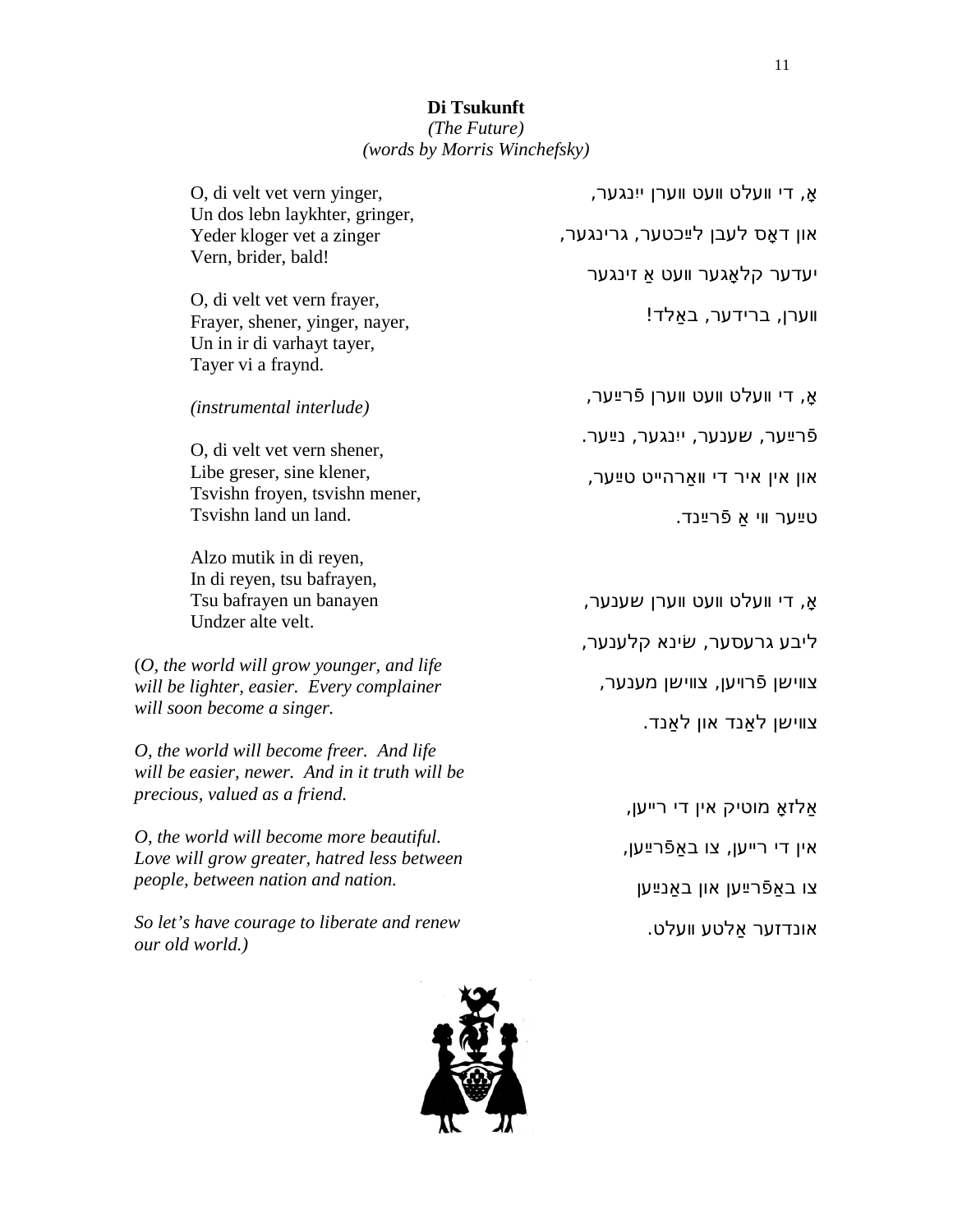**Di Tsukunft**

*(The Future)*

*(words by Morris Winchefsky)*

O, di velt vet vern yinger,
Un dos lebn laykhter, gringer,
Yeder kloger vet a zinger
Vern, brider, bald!

O, di velt vet vern frayer,
Frayer, shener, yinger, nayer,
Un in ir di varhayt tayer,
Tayer vi a fraynd.

*(instrumental interlude)*

O, di velt vet vern shener,
Libe greser, sine klener,
Tsvishn froyen, tsvishn mener,
Tsvishn land un land.

Alzo mutik in di reyen,
In di reyen, tsu bafrayen,
Tsu bafrayen un banayen
Undzer alte velt.

(*O, the world will grow younger, and life will be lighter, easier. Every complainer will soon become a singer.*

*O, the world will become freer. And life will be easier, newer. And in it truth will be precious, valued as a friend.*

*O, the world will become more beautiful. Love will grow greater, hatred less between people, between nation and nation.*

*So let's have courage to liberate and renew our old world.*)

אָ, די וועלט וועט ווערן ייִנגער,
און דאָס לעבן לײַכטער, גרינגער,
יעדער קלאָגער וועט אַ זינגער
ווערן, ברידער, באַלד!

אָ, די וועלט וועט ווערן פֿרײַער,
פֿרײַער, שענער, ייִנגער, נײַער.
און אין איר די וואַרהייט טײַער,
טײַער ווי אַ פֿרײַנד.

אָ, די וועלט וועט ווערן שענער,
ליבע גרעסער, שׂינאה קלענער,
צווישן פֿרויען, צווישן מענער,
צווישן לאַנד און לאַנד.

אַלזאָ מוטיק אין די רייען,
אין די רייען, צו באַפֿרײַען,
צו באַפֿרײַען און באַנײַען
אונדזער אַלטע וועלט.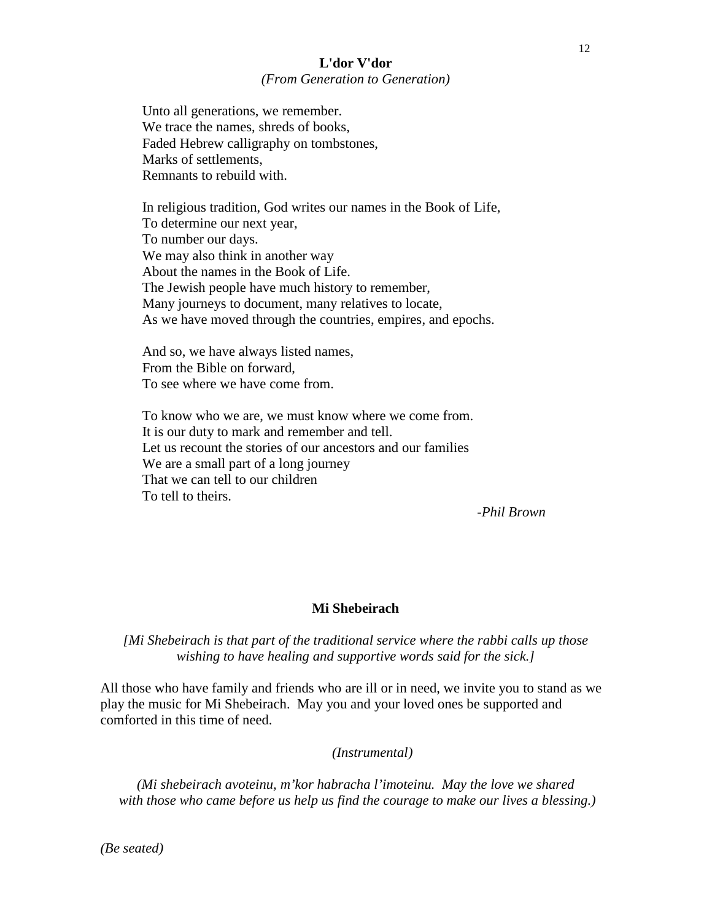## L'dor V'dor

*(From Generation to Generation)*

Unto all generations, we remember.
We trace the names, shreds of books,
Faded Hebrew calligraphy on tombstones,
Marks of settlements,
Remnants to rebuild with.

In religious tradition, God writes our names in the Book of Life,
To determine our next year,
To number our days.
We may also think in another way
About the names in the Book of Life.
The Jewish people have much history to remember,
Many journeys to document, many relatives to locate,
As we have moved through the countries, empires, and epochs.

And so, we have always listed names,
From the Bible on forward,
To see where we have come from.

To know who we are, we must know where we come from.
It is our duty to mark and remember and tell.
Let us recount the stories of our ancestors and our families
We are a small part of a long journey
That we can tell to our children
To tell to theirs.

*-Phil Brown*

## Mi Shebeirach

*[Mi Shebeirach is that part of the traditional service where the rabbi calls up those wishing to have healing and supportive words said for the sick.]*

All those who have family and friends who are ill or in need, we invite you to stand as we play the music for Mi Shebeirach. May you and your loved ones be supported and comforted in this time of need.

*(Instrumental)*

*(Mi shebeirach avoteinu, m'kor habracha l'imoteinu. May the love we shared with those who came before us help us find the courage to make our lives a blessing.)*

*(Be seated)*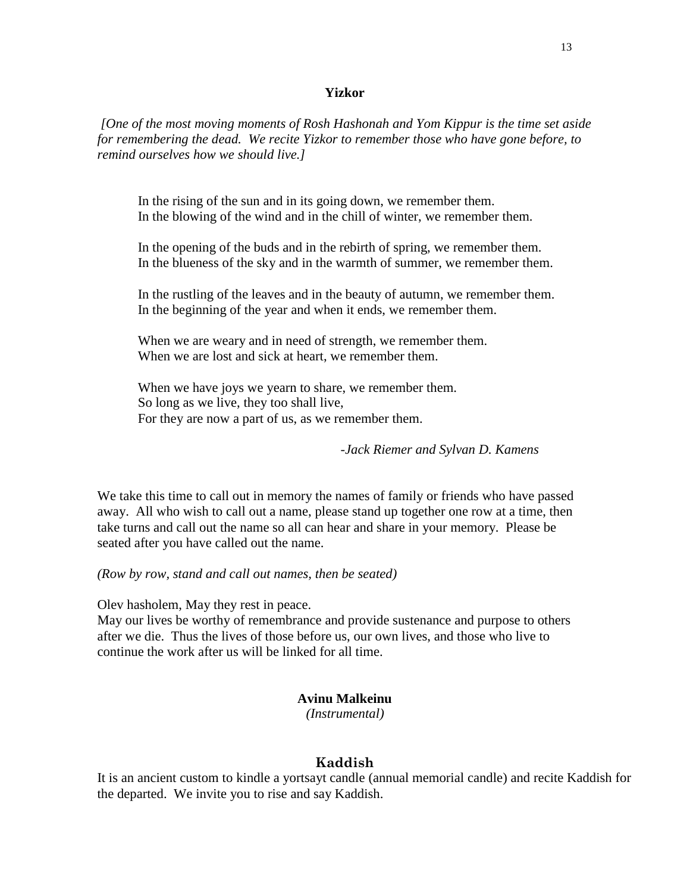## Yizkor

*[One of the most moving moments of Rosh Hashonah and Yom Kippur is the time set aside for remembering the dead. We recite Yizkor to remember those who have gone before, to remind ourselves how we should live.]*

In the rising of the sun and in its going down, we remember them.
In the blowing of the wind and in the chill of winter, we remember them.

In the opening of the buds and in the rebirth of spring, we remember them.
In the blueness of the sky and in the warmth of summer, we remember them.

In the rustling of the leaves and in the beauty of autumn, we remember them.
In the beginning of the year and when it ends, we remember them.

When we are weary and in need of strength, we remember them.
When we are lost and sick at heart, we remember them.

When we have joys we yearn to share, we remember them.
So long as we live, they too shall live,
For they are now a part of us, as we remember them.

*-Jack Riemer and Sylvan D. Kamens*

We take this time to call out in memory the names of family or friends who have passed away. All who wish to call out a name, please stand up together one row at a time, then take turns and call out the name so all can hear and share in your memory. Please be seated after you have called out the name.

*(Row by row, stand and call out names, then be seated)*

Olev hasholem, May they rest in peace.
May our lives be worthy of remembrance and provide sustenance and purpose to others after we die. Thus the lives of those before us, our own lives, and those who live to continue the work after us will be linked for all time.

## Avinu Malkeinu

*(Instrumental)*

## Kaddish

It is an ancient custom to kindle a yortsayt candle (annual memorial candle) and recite Kaddish for the departed. We invite you to rise and say Kaddish.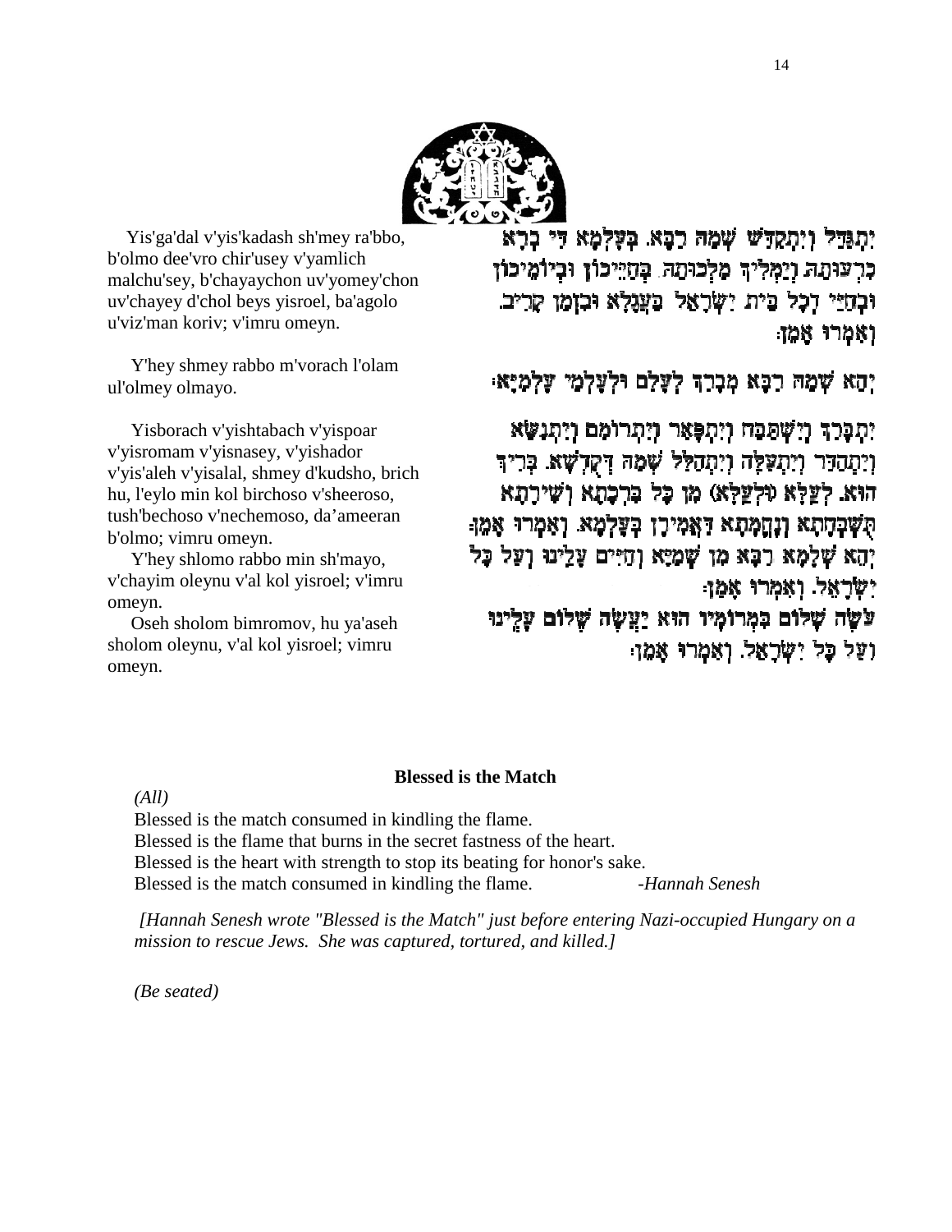Yis'ga'dal v'yis'kadash sh'mey ra'bbo, b'olmo dee'vro chir'usey v'yamlich malchu'sey, b'chayaychon uv'yomey'chon uv'chayey d'chol beys yisroel, ba'agolo u'viz'man koriv; v'imru omeyn.

יִתְגַּדַּל וְיִתְקַדַּשׁ שְׁמֵהּ רַבָּא. בְּעָלְמָא דִּי בְרָא כִרְעוּתֵהּ וְיַמְלִיךְ מַלְכוּתֵהּ. בְּחַיֵּיכוֹן וּבְיוֹמֵיכוֹן וּבְחַיֵּי דְכָל בֵּית יִשְׂרָאֵל בַּעֲגָלָא וּבִזְמַן קָרִיב. וְאִמְרוּ אָמֵן:

Y'hey shmey rabbo m'vorach l'olam ul'olmey olmayo.

יְהֵא שְׁמֵהּ רַבָּא מְבָרַךְ לְעָלַם וּלְעָלְמֵי עָלְמַיָּא:

Yisborach v'yishtabach v'yispoar v'yisromam v'yisnasey, v'yishador v'yis'aleh v'yisalal, shmey d'kudsho, brich hu, l'eylo min kol birchoso v'sheeroso, tush'bechoso v'nechemoso, da'ameeran b'olmo; vimru omeyn.

יִתְבָּרַךְ וְיִשְׁתַּבַּח וְיִתְפָּאַר וְיִתְרוֹמַם וְיִתְנַשֵּׂא וְיִתְהַדָּר וְיִתְעַלֶּה וְיִתְהַלָּל שְׁמֵהּ דְּקֻדְשָׁא. בְּרִיךְ הוּא. לְעֵלָּא (וּלְעֵלָּא) מִן כָּל בִּרְכָתָא וְשִׁירָתָא תֻּשְׁבְּחָתָא וְנֶחֱמָתָא דַּאֲמִירָן בְּעָלְמָא. וְאִמְרוּ אָמֵן:

Y'hey shlomo rabbo min sh'mayo, v'chayim oleynu v'al kol yisroel; v'imru omeyn.

יְהֵא שְׁלָמָא רַבָּא מִן שְׁמַיָּא וְחַיִּים עָלֵינוּ וְעַל כָּל יִשְׂרָאֵל. וְאִמְרוּ אָמֵן:

Oseh sholom bimromov, hu ya'aseh sholom oleynu, v'al kol yisroel; vimru omeyn.

עֹשֶׂה שָׁלוֹם בִּמְרוֹמָיו הוּא יַעֲשֶׂה שָׁלוֹם עָלֵינוּ וְעַל כָּל יִשְׂרָאֵל. וְאִמְרוּ אָמֵן:

**Blessed is the Match**

*(All)*

Blessed is the match consumed in kindling the flame.
Blessed is the flame that burns in the secret fastness of the heart.
Blessed is the heart with strength to stop its beating for honor's sake.
Blessed is the match consumed in kindling the flame. *-Hannah Senesh*

*[Hannah Senesh wrote "Blessed is the Match" just before entering Nazi-occupied Hungary on a mission to rescue Jews. She was captured, tortured, and killed.]*

*(Be seated)*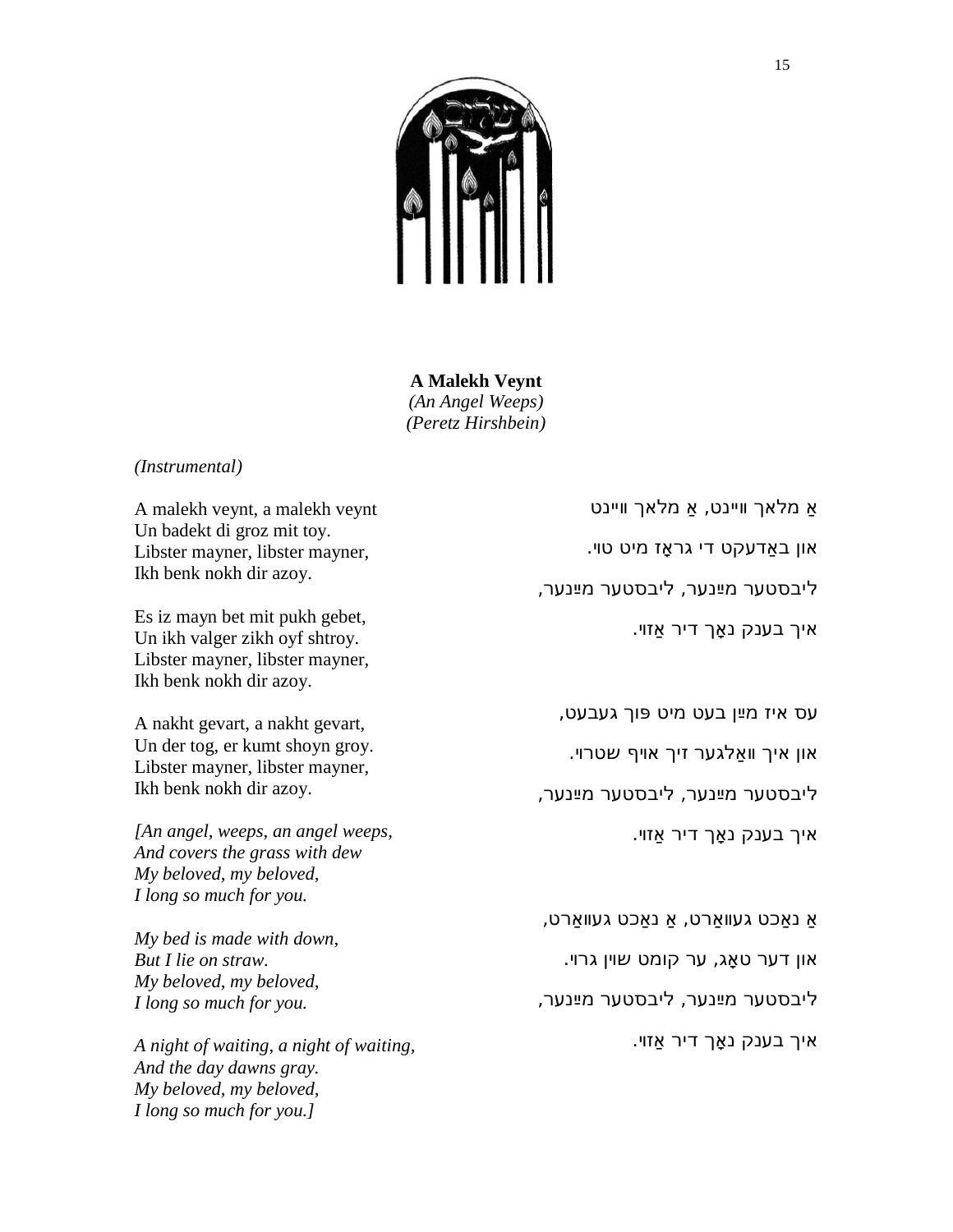**A Malekh Veynt**
*(An Angel Weeps)*
*(Peretz Hirshbein)*

*(Instrumental)*

A malekh veynt, a malekh veynt
Un badekt di groz mit toy.
Libster mayner, libster mayner,
Ikh benk nokh dir azoy.

Es iz mayn bet mit pukh gebet,
Un ikh valger zikh oyf shtroy.
Libster mayner, libster mayner,
Ikh benk nokh dir azoy.

A nakht gevart, a nakht gevart,
Un der tog, er kumt shoyn groy.
Libster mayner, libster mayner,
Ikh benk nokh dir azoy.

*[An angel, weeps, an angel weeps,*
*And covers the grass with dew*
*My beloved, my beloved,*
*I long so much for you.*

*My bed is made with down,*
*But I lie on straw.*
*My beloved, my beloved,*
*I long so much for you.*

*A night of waiting, a night of waiting,*
*And the day dawns gray.*
*My beloved, my beloved,*
*I long so much for you.]*

אַ מלאך וויינט, אַ מלאך וויינט
און באַדעקט די גראָז מיט טוי.
ליבסטער מײַנער, ליבסטער מײַנער,
איך בענק נאָך דיר אַזוי.

עס איז מײַן בעט מיט פּוך געבעט,
און איך וואַלגער זיך אויף שטרוי.
ליבסטער מײַנער, ליבסטער מײַנער,
איך בענק נאָך דיר אַזוי.

אַ נאַכט געוואַרט, אַ נאַכט געוואַרט,
און דער טאָג, ער קומט שוין גרוי.
ליבסטער מײַנער, ליבסטער מײַנער,
איך בענק נאָך דיר אַזוי.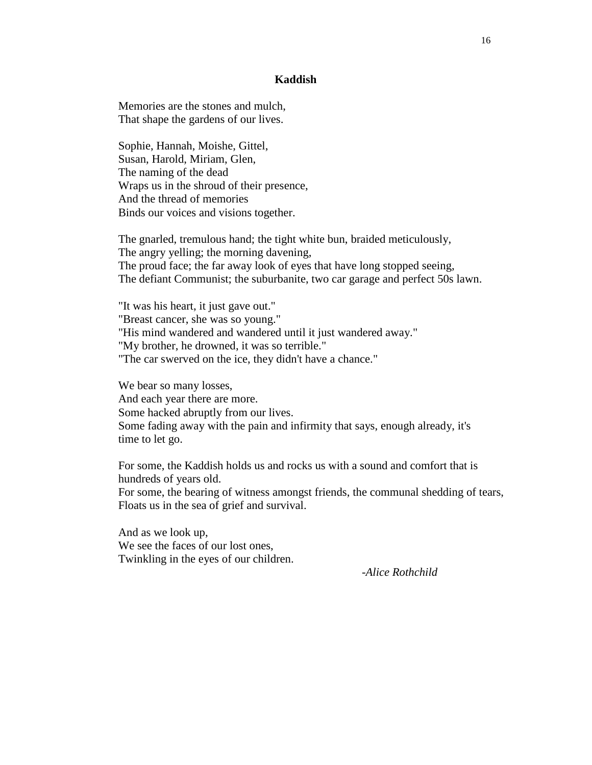## Kaddish

Memories are the stones and mulch,
That shape the gardens of our lives.

Sophie, Hannah, Moishe, Gittel,
Susan, Harold, Miriam, Glen,
The naming of the dead
Wraps us in the shroud of their presence,
And the thread of memories
Binds our voices and visions together.

The gnarled, tremulous hand; the tight white bun, braided meticulously,
The angry yelling; the morning davening,
The proud face; the far away look of eyes that have long stopped seeing,
The defiant Communist; the suburbanite, two car garage and perfect 50s lawn.

"It was his heart, it just gave out."
"Breast cancer, she was so young."
"His mind wandered and wandered until it just wandered away."
"My brother, he drowned, it was so terrible."
"The car swerved on the ice, they didn't have a chance."

We bear so many losses,
And each year there are more.
Some hacked abruptly from our lives.
Some fading away with the pain and infirmity that says, enough already, it's time to let go.

For some, the Kaddish holds us and rocks us with a sound and comfort that is hundreds of years old.
For some, the bearing of witness amongst friends, the communal shedding of tears,
Floats us in the sea of grief and survival.

And as we look up,
We see the faces of our lost ones,
Twinkling in the eyes of our children.

*-Alice Rothchild*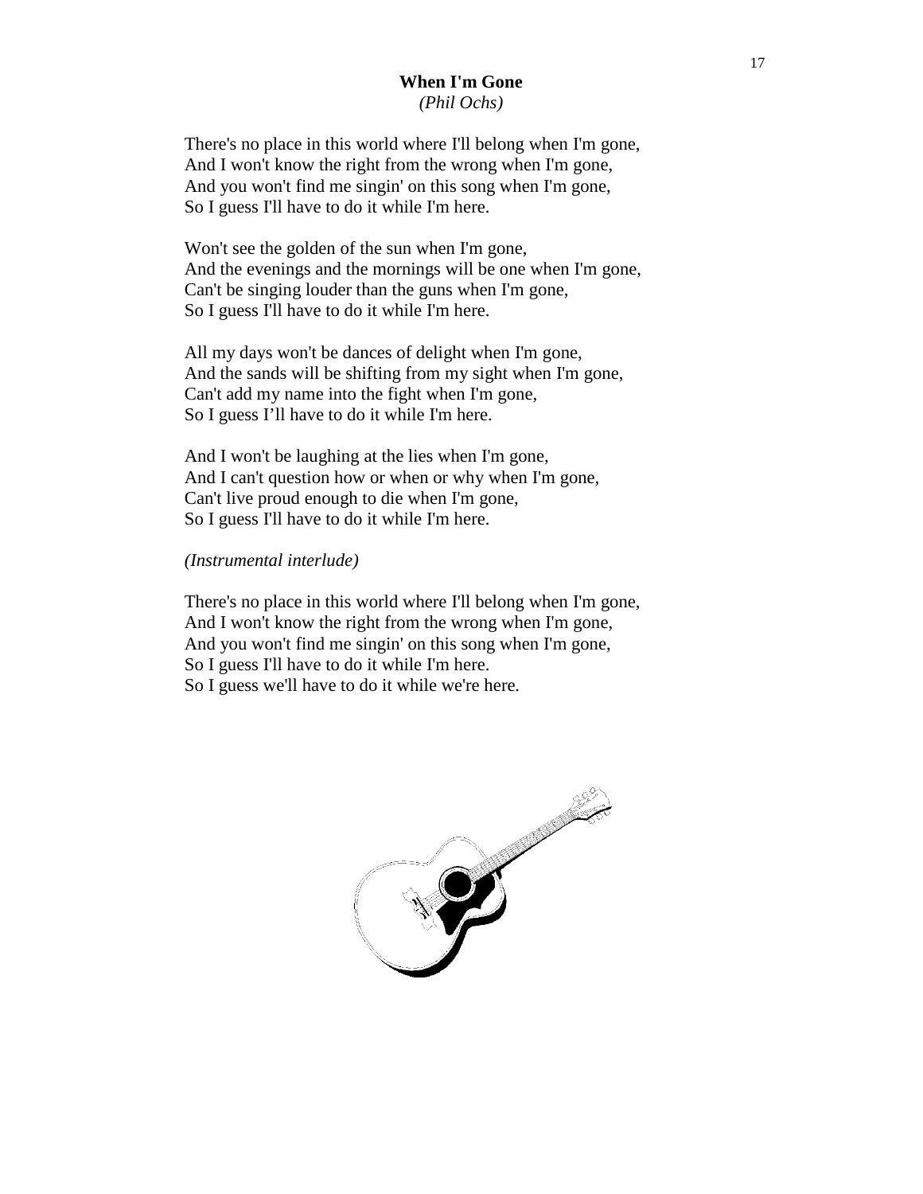## When I'm Gone

*(Phil Ochs)*

There's no place in this world where I'll belong when I'm gone,
And I won't know the right from the wrong when I'm gone,
And you won't find me singin' on this song when I'm gone,
So I guess I'll have to do it while I'm here.

Won't see the golden of the sun when I'm gone,
And the evenings and the mornings will be one when I'm gone,
Can't be singing louder than the guns when I'm gone,
So I guess I'll have to do it while I'm here.

All my days won't be dances of delight when I'm gone,
And the sands will be shifting from my sight when I'm gone,
Can't add my name into the fight when I'm gone,
So I guess I'll have to do it while I'm here.

And I won't be laughing at the lies when I'm gone,
And I can't question how or when or why when I'm gone,
Can't live proud enough to die when I'm gone,
So I guess I'll have to do it while I'm here.

*(Instrumental interlude)*

There's no place in this world where I'll belong when I'm gone,
And I won't know the right from the wrong when I'm gone,
And you won't find me singin' on this song when I'm gone,
So I guess I'll have to do it while I'm here.
So I guess we'll have to do it while we're here.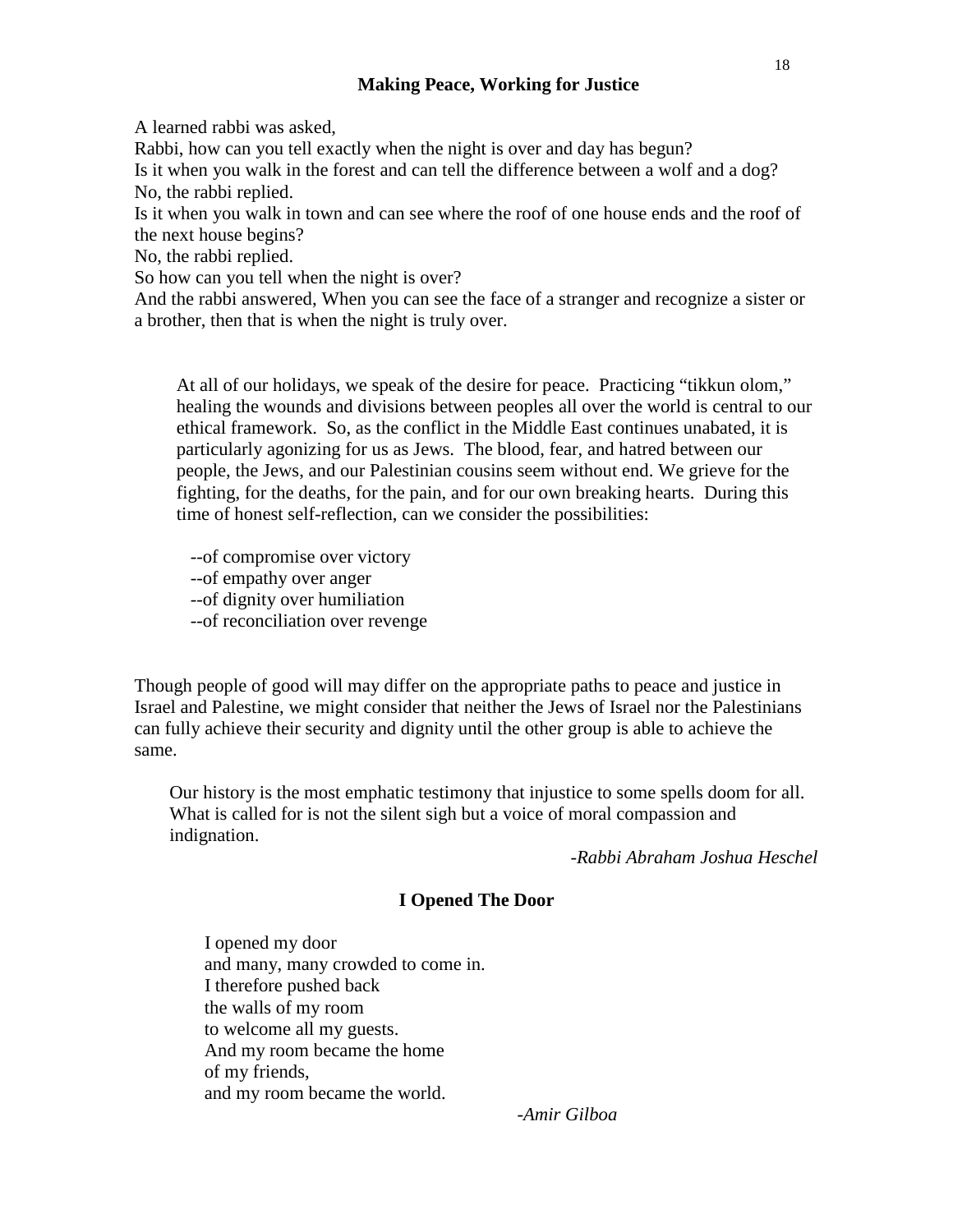## Making Peace, Working for Justice

A learned rabbi was asked,
Rabbi, how can you tell exactly when the night is over and day has begun?
Is it when you walk in the forest and can tell the difference between a wolf and a dog?
No, the rabbi replied.
Is it when you walk in town and can see where the roof of one house ends and the roof of the next house begins?
No, the rabbi replied.
So how can you tell when the night is over?
And the rabbi answered, When you can see the face of a stranger and recognize a sister or a brother, then that is when the night is truly over.

> At all of our holidays, we speak of the desire for peace. Practicing "tikkun olom," healing the wounds and divisions between peoples all over the world is central to our ethical framework. So, as the conflict in the Middle East continues unabated, it is particularly agonizing for us as Jews. The blood, fear, and hatred between our people, the Jews, and our Palestinian cousins seem without end. We grieve for the fighting, for the deaths, for the pain, and for our own breaking hearts. During this time of honest self-reflection, can we consider the possibilities:
>
> --of compromise over victory
> --of empathy over anger
> --of dignity over humiliation
> --of reconciliation over revenge

Though people of good will may differ on the appropriate paths to peace and justice in Israel and Palestine, we might consider that neither the Jews of Israel nor the Palestinians can fully achieve their security and dignity until the other group is able to achieve the same.

> Our history is the most emphatic testimony that injustice to some spells doom for all. What is called for is not the silent sigh but a voice of moral compassion and indignation.
>
> *-Rabbi Abraham Joshua Heschel*

## I Opened The Door

I opened my door
and many, many crowded to come in.
I therefore pushed back
the walls of my room
to welcome all my guests.
And my room became the home
of my friends,
and my room became the world.

*-Amir Gilboa*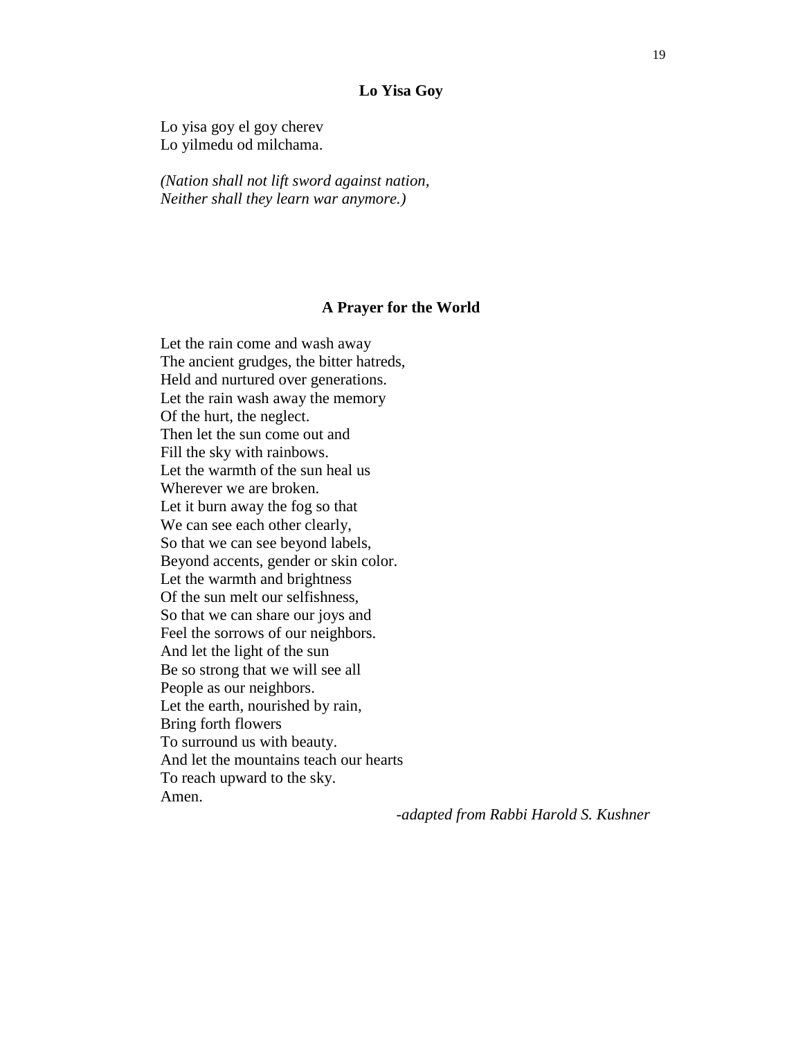## Lo Yisa Goy

Lo yisa goy el goy cherev  
Lo yilmedu od milchama.

*(Nation shall not lift sword against nation,  
Neither shall they learn war anymore.)*

## A Prayer for the World

Let the rain come and wash away  
The ancient grudges, the bitter hatreds,  
Held and nurtured over generations.  
Let the rain wash away the memory  
Of the hurt, the neglect.  
Then let the sun come out and  
Fill the sky with rainbows.  
Let the warmth of the sun heal us  
Wherever we are broken.  
Let it burn away the fog so that  
We can see each other clearly,  
So that we can see beyond labels,  
Beyond accents, gender or skin color.  
Let the warmth and brightness  
Of the sun melt our selfishness,  
So that we can share our joys and  
Feel the sorrows of our neighbors.  
And let the light of the sun  
Be so strong that we will see all  
People as our neighbors.  
Let the earth, nourished by rain,  
Bring forth flowers  
To surround us with beauty.  
And let the mountains teach our hearts  
To reach upward to the sky.  
Amen.

*-adapted from Rabbi Harold S. Kushner*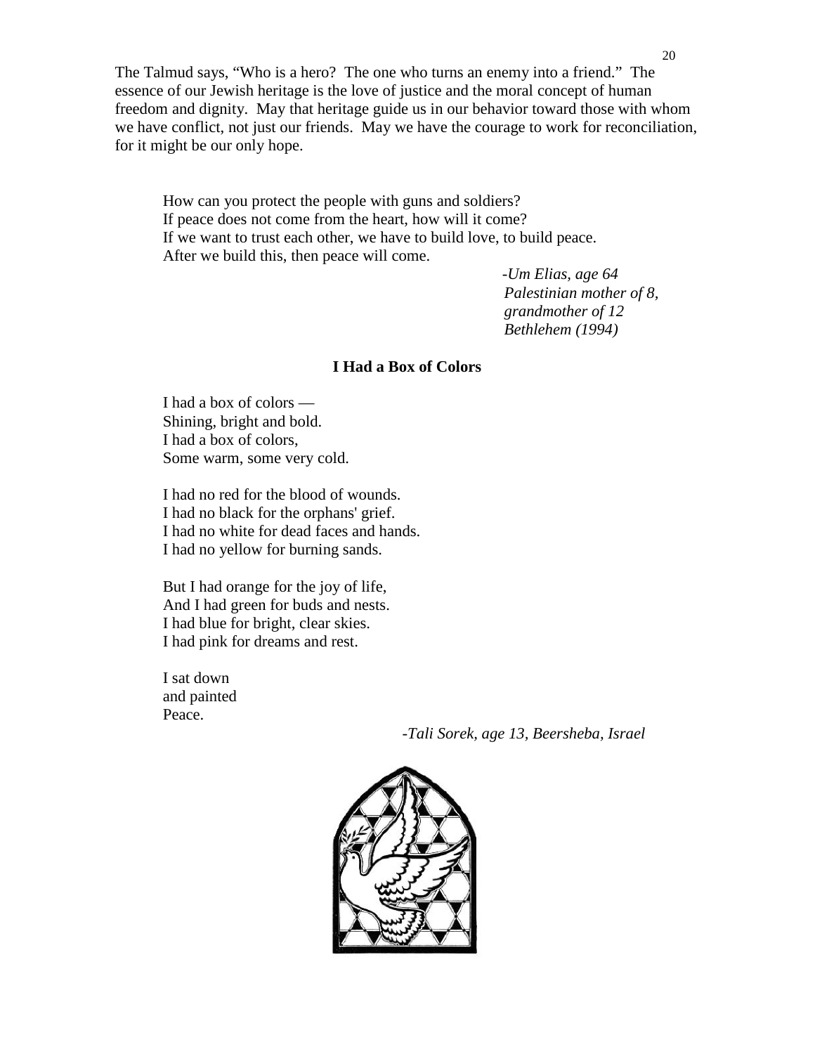The Talmud says, "Who is a hero? The one who turns an enemy into a friend." The essence of our Jewish heritage is the love of justice and the moral concept of human freedom and dignity. May that heritage guide us in our behavior toward those with whom we have conflict, not just our friends. May we have the courage to work for reconciliation, for it might be our only hope.

> How can you protect the people with guns and soldiers?
> If peace does not come from the heart, how will it come?
> If we want to trust each other, we have to build love, to build peace.
> After we build this, then peace will come.
>
> *-Um Elias, age 64*
> *Palestinian mother of 8,*
> *grandmother of 12*
> *Bethlehem (1994)*

**I Had a Box of Colors**

I had a box of colors —
Shining, bright and bold.
I had a box of colors,
Some warm, some very cold.

I had no red for the blood of wounds.
I had no black for the orphans' grief.
I had no white for dead faces and hands.
I had no yellow for burning sands.

But I had orange for the joy of life,
And I had green for buds and nests.
I had blue for bright, clear skies.
I had pink for dreams and rest.

I sat down
and painted
Peace.

*-Tali Sorek, age 13, Beersheba, Israel*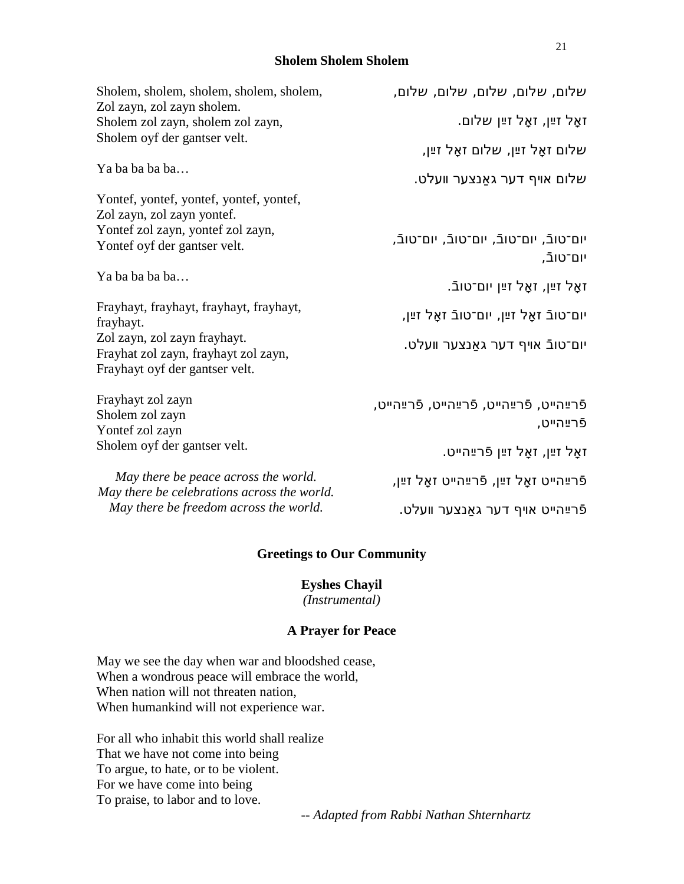## Sholem Sholem Sholem

Sholem, sholem, sholem, sholem, sholem,
Zol zayn, zol zayn sholem.
Sholem zol zayn, sholem zol zayn,
Sholem oyf der gantser velt.

Ya ba ba ba ba…

Yontef, yontef, yontef, yontef, yontef,
Zol zayn, zol zayn yontef.
Yontef zol zayn, yontef zol zayn,
Yontef oyf der gantser velt.

Ya ba ba ba ba…

Frayhayt, frayhayt, frayhayt, frayhayt, frayhayt.
Zol zayn, zol zayn frayhayt.
Frayhat zol zayn, frayhayt zol zayn,
Frayhayt oyf der gantser velt.

Frayhayt zol zayn
Sholem zol zayn
Yontef zol zayn
Sholem oyf der gantser velt.

*May there be peace across the world.*
*May there be celebrations across the world.*
*May there be freedom across the world.*

שלום, שלום, שלום, שלום, שלום,
זאָל זײַן, זאָל זײַן שלום.
שלום זאָל זײַן, שלום זאָל זײַן,
שלום אויף דער גאַנצער וועלט.

יום־טובֿ, יום־טובֿ, יום־טובֿ, יום־טובֿ, יום־טובֿ,
זאָל זײַן, זאָל זײַן יום־טובֿ.
יום־טובֿ זאָל זײַן, יום־טובֿ זאָל זײַן,
יום־טובֿ אויף דער גאַנצער וועלט.

פֿרײַהייט, פֿרײַהייט, פֿרײַהייט, פֿרײַהייט, פֿרײַהייט,
זאָל זײַן, זאָל זײַן פֿרײַהייט.
פֿרײַהייט זאָל זײַן, פֿרײַהייט זאָל זײַן,
פֿרײַהייט אויף דער גאַנצער וועלט.

## Greetings to Our Community

### Eyshes Chayil

*(Instrumental)*

## A Prayer for Peace

May we see the day when war and bloodshed cease,
When a wondrous peace will embrace the world,
When nation will not threaten nation,
When humankind will not experience war.

For all who inhabit this world shall realize
That we have not come into being
To argue, to hate, or to be violent.
For we have come into being
To praise, to labor and to love.

-- *Adapted from Rabbi Nathan Shternhartz*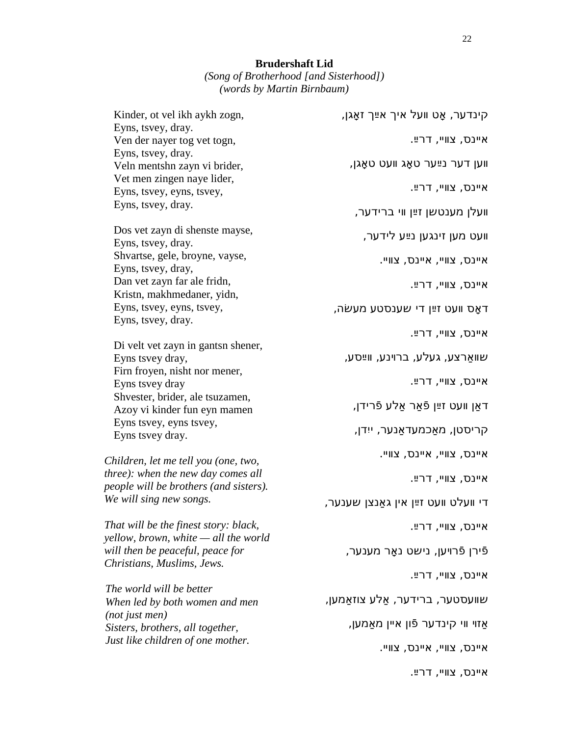**Brudershaft Lid**

*(Song of Brotherhood [and Sisterhood])*
*(words by Martin Birnbaum)*

Kinder, ot vel ikh aykh zogn,
Eyns, tsvey, dray.
Ven der nayer tog vet togn,
Eyns, tsvey, dray.
Veln mentshn zayn vi brider,
Vet men zingen naye lider,
Eyns, tsvey, eyns, tsvey,
Eyns, tsvey, dray.

Dos vet zayn di shenste mayse,
Eyns, tsvey, dray.
Shvartse, gele, broyne, vayse,
Eyns, tsvey, dray,
Dan vet zayn far ale fridn,
Kristn, makhmedaner, yidn,
Eyns, tsvey, eyns, tsvey,
Eyns, tsvey, dray.

Di velt vet zayn in gantsn shener,
Eyns tsvey dray,
Firn froyen, nisht nor mener,
Eyns tsvey dray
Shvester, brider, ale tsuzamen,
Azoy vi kinder fun eyn mamen
Eyns tsvey, eyns tsvey,
Eyns tsvey dray.

*Children, let me tell you (one, two, three): when the new day comes all people will be brothers (and sisters). We will sing new songs.*

*That will be the finest story: black, yellow, brown, white — all the world will then be peaceful, peace for Christians, Muslims, Jews.*

*The world will be better*
*When led by both women and men*
*(not just men)*
*Sisters, brothers, all together,*
*Just like children of one mother.*

קינדער, אָט װעל איך אײַך זאָגן,
אײנס, צװײ, דרײַ.
װען דער נײַער טאָג װעט טאָגן,
אײנס, צװײ, דרײַ.
װעלן מענטשן זײַן װי ברידער,
װעט מען זינגען נײַע לידער,
אײנס, צװײ, אײנס, צװײ.
אײנס, צװײ, דרײַ.

דאָס װעט זײַן די שענסטע מעשׂה,
אײנס, צװײ, דרײַ.
שװאַרצע, געלע, ברױנע, װײַסע,
אײנס, צװײ, דרײַ.
דאַן װעט זײַן פֿאַר אַלע פֿרידן,
קריסטן, מאַכמעדאַנער, ייִדן,
אײנס, צװײ, אײנס, צװײ.
אײנס, צװײ, דרײַ.

די װעלט װעט זײַן אין גאַנצן שענער,
אײנס, צװײ, דרײַ.
פֿירן פֿרױען, נישט נאָר מענער,
אײנס, צװײ, דרײַ.
שװעסטער, ברידער, אַלע צוזאַמען,
אַזױ װי קינדער פֿון אײן מאַמען,
אײנס, צװײ, אײנס, צװײ.
אײנס, צװײ, דרײַ.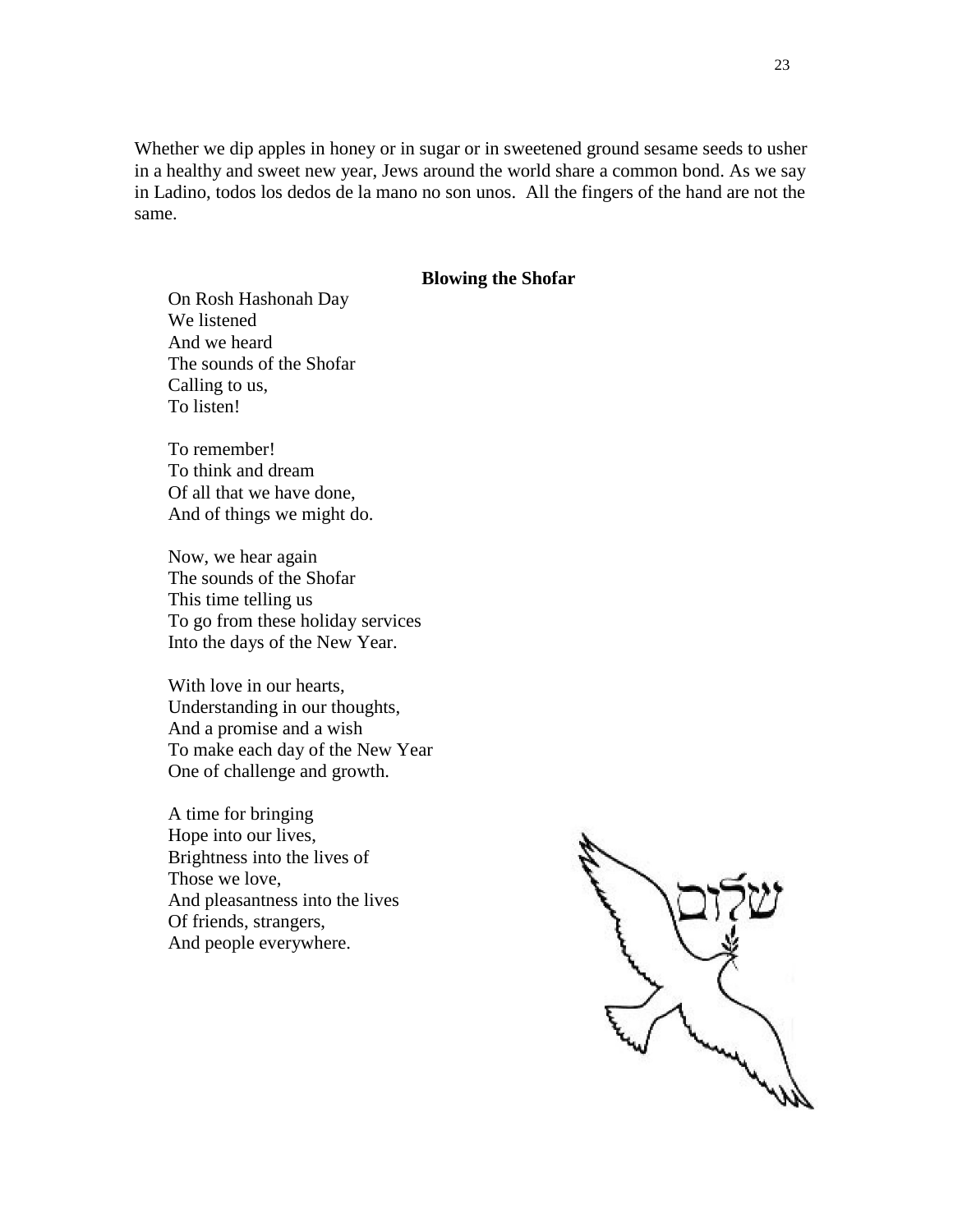Whether we dip apples in honey or in sugar or in sweetened ground sesame seeds to usher in a healthy and sweet new year, Jews around the world share a common bond. As we say in Ladino, todos los dedos de la mano no son unos. All the fingers of the hand are not the same.

**Blowing the Shofar**

On Rosh Hashonah Day
We listened
And we heard
The sounds of the Shofar
Calling to us,
To listen!

To remember!
To think and dream
Of all that we have done,
And of things we might do.

Now, we hear again
The sounds of the Shofar
This time telling us
To go from these holiday services
Into the days of the New Year.

With love in our hearts,
Understanding in our thoughts,
And a promise and a wish
To make each day of the New Year
One of challenge and growth.

A time for bringing
Hope into our lives,
Brightness into the lives of
Those we love,
And pleasantness into the lives
Of friends, strangers,
And people everywhere.

שלום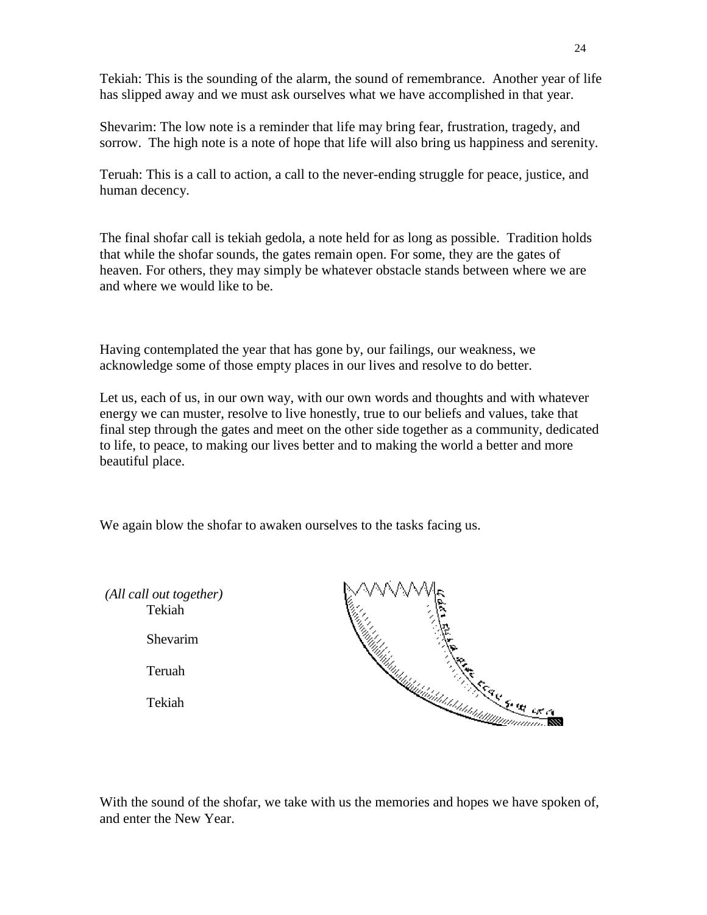Tekiah: This is the sounding of the alarm, the sound of remembrance. Another year of life has slipped away and we must ask ourselves what we have accomplished in that year.

Shevarim: The low note is a reminder that life may bring fear, frustration, tragedy, and sorrow. The high note is a note of hope that life will also bring us happiness and serenity.

Teruah: This is a call to action, a call to the never-ending struggle for peace, justice, and human decency.

The final shofar call is tekiah gedola, a note held for as long as possible. Tradition holds that while the shofar sounds, the gates remain open. For some, they are the gates of heaven. For others, they may simply be whatever obstacle stands between where we are and where we would like to be.

Having contemplated the year that has gone by, our failings, our weakness, we acknowledge some of those empty places in our lives and resolve to do better.

Let us, each of us, in our own way, with our own words and thoughts and with whatever energy we can muster, resolve to live honestly, true to our beliefs and values, take that final step through the gates and meet on the other side together as a community, dedicated to life, to peace, to making our lives better and to making the world a better and more beautiful place.

We again blow the shofar to awaken ourselves to the tasks facing us.

*(All call out together)*

Tekiah

Shevarim

Teruah

Tekiah

With the sound of the shofar, we take with us the memories and hopes we have spoken of, and enter the New Year.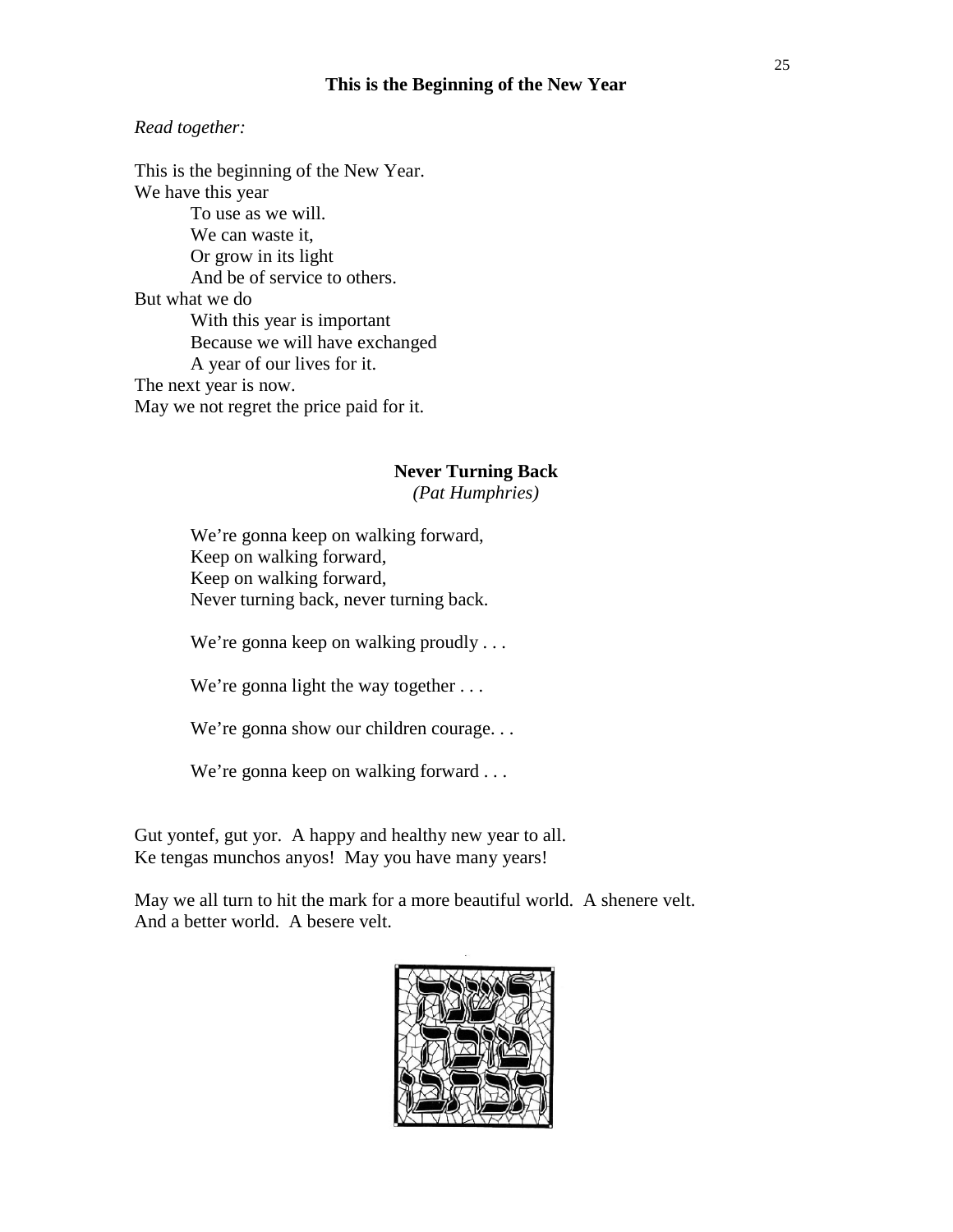## This is the Beginning of the New Year

*Read together:*

This is the beginning of the New Year.
We have this year
To use as we will.
We can waste it,
Or grow in its light
And be of service to others.
But what we do
With this year is important
Because we will have exchanged
A year of our lives for it.
The next year is now.
May we not regret the price paid for it.

## Never Turning Back

*(Pat Humphries)*

We're gonna keep on walking forward,
Keep on walking forward,
Keep on walking forward,
Never turning back, never turning back.

We're gonna keep on walking proudly . . .

We're gonna light the way together . . .

We're gonna show our children courage. . .

We're gonna keep on walking forward . . .

Gut yontef, gut yor. A happy and healthy new year to all.
Ke tengas munchos anyos! May you have many years!

May we all turn to hit the mark for a more beautiful world. A shenere velt.
And a better world. A besere velt.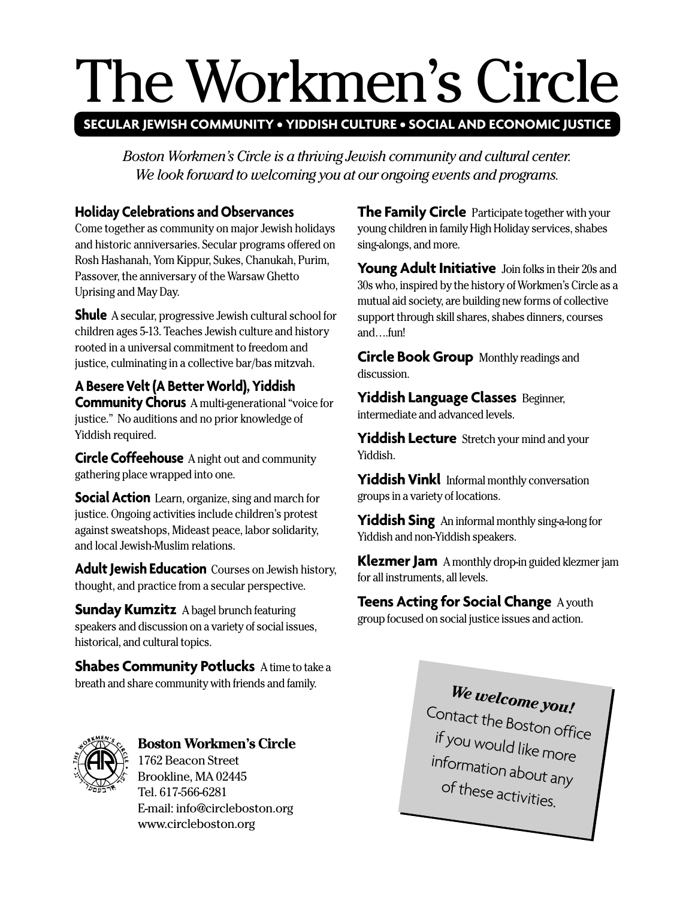# The Workmen's Circle

**SECULAR JEWISH COMMUNITY • YIDDISH CULTURE • SOCIAL AND ECONOMIC JUSTICE**

*Boston Workmen's Circle is a thriving Jewish community and cultural center. We look forward to welcoming you at our ongoing events and programs.*

**Holiday Celebrations and Observances**
Come together as community on major Jewish holidays and historic anniversaries. Secular programs offered on Rosh Hashanah, Yom Kippur, Sukes, Chanukah, Purim, Passover, the anniversary of the Warsaw Ghetto Uprising and May Day.

**Shule** A secular, progressive Jewish cultural school for children ages 5-13. Teaches Jewish culture and history rooted in a universal commitment to freedom and justice, culminating in a collective bar/bas mitzvah.

**A Besere Velt (A Better World), Yiddish Community Chorus** A multi-generational "voice for justice." No auditions and no prior knowledge of Yiddish required.

**Circle Coffeehouse** A night out and community gathering place wrapped into one.

**Social Action** Learn, organize, sing and march for justice. Ongoing activities include children's protest against sweatshops, Mideast peace, labor solidarity, and local Jewish-Muslim relations.

**Adult Jewish Education** Courses on Jewish history, thought, and practice from a secular perspective.

**Sunday Kumzitz** A bagel brunch featuring speakers and discussion on a variety of social issues, historical, and cultural topics.

**Shabes Community Potlucks** A time to take a breath and share community with friends and family.

**The Family Circle** Participate together with your young children in family High Holiday services, shabes sing-alongs, and more.

**Young Adult Initiative** Join folks in their 20s and 30s who, inspired by the history of Workmen's Circle as a mutual aid society, are building new forms of collective support through skill shares, shabes dinners, courses and….fun!

**Circle Book Group** Monthly readings and discussion.

**Yiddish Language Classes** Beginner, intermediate and advanced levels.

**Yiddish Lecture** Stretch your mind and your Yiddish.

**Yiddish Vinkl** Informal monthly conversation groups in a variety of locations.

**Yiddish Sing** An informal monthly sing-a-long for Yiddish and non-Yiddish speakers.

**Klezmer Jam** A monthly drop-in guided klezmer jam for all instruments, all levels.

**Teens Acting for Social Change** A youth group focused on social justice issues and action.

**Boston Workmen's Circle**
1762 Beacon Street
Brookline, MA 02445
Tel. 617-566-6281
E-mail: info@circleboston.org
www.circleboston.org

***We welcome you!***
Contact the Boston office if you would like more information about any of these activities.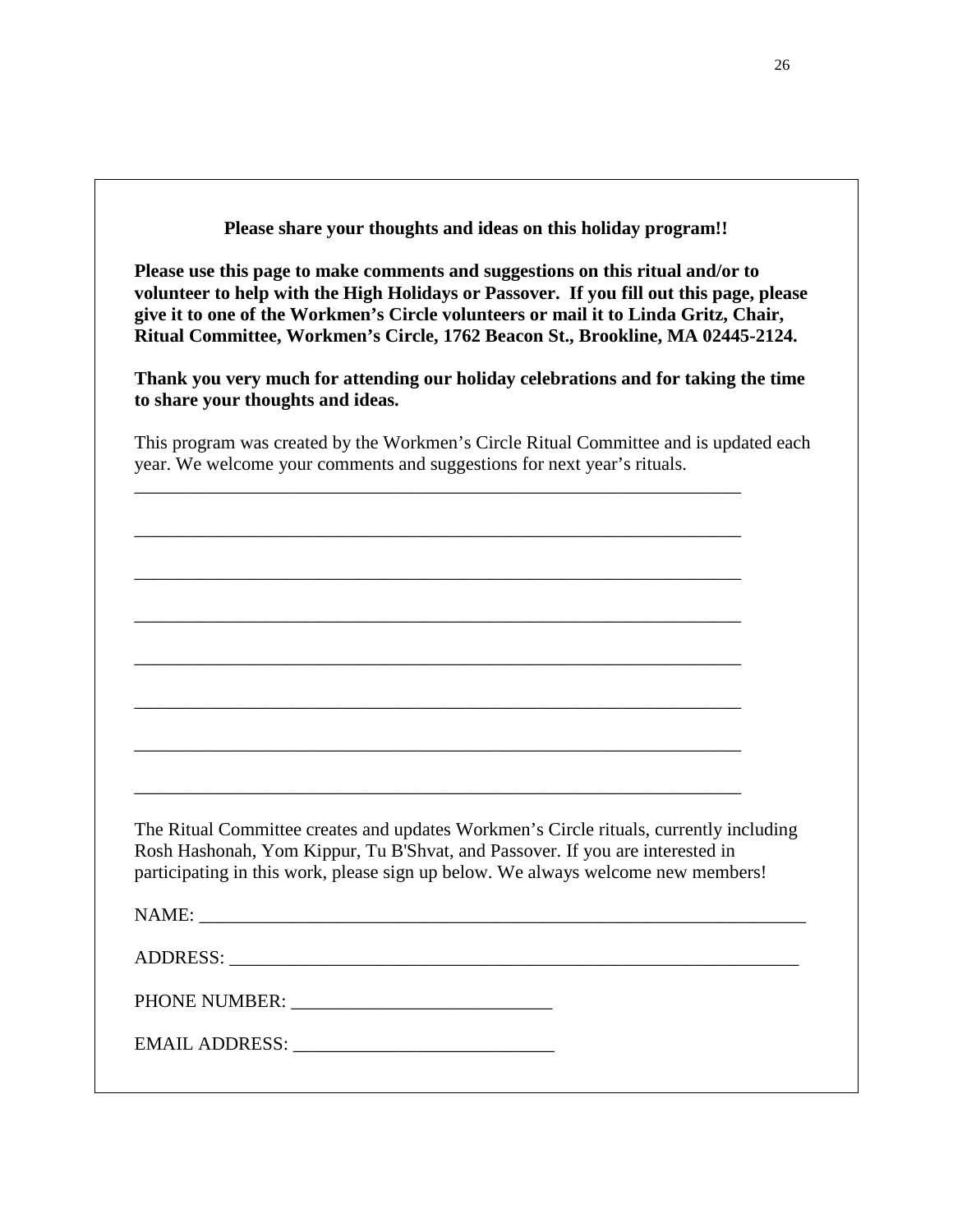**Please share your thoughts and ideas on this holiday program!!**

**Please use this page to make comments and suggestions on this ritual and/or to volunteer to help with the High Holidays or Passover. If you fill out this page, please give it to one of the Workmen's Circle volunteers or mail it to Linda Gritz, Chair, Ritual Committee, Workmen's Circle, 1762 Beacon St., Brookline, MA 02445-2124.**

**Thank you very much for attending our holiday celebrations and for taking the time to share your thoughts and ideas.**

This program was created by the Workmen's Circle Ritual Committee and is updated each year. We welcome your comments and suggestions for next year's rituals.

_____________________________________________________________________

_____________________________________________________________________

_____________________________________________________________________

_____________________________________________________________________

_____________________________________________________________________

_____________________________________________________________________

_____________________________________________________________________

_____________________________________________________________________

The Ritual Committee creates and updates Workmen's Circle rituals, currently including Rosh Hashonah, Yom Kippur, Tu B'Shvat, and Passover. If you are interested in participating in this work, please sign up below. We always welcome new members!

NAME: _____________________________________________________________________

ADDRESS: _________________________________________________________________

PHONE NUMBER: ___________________________

EMAIL ADDRESS: ___________________________